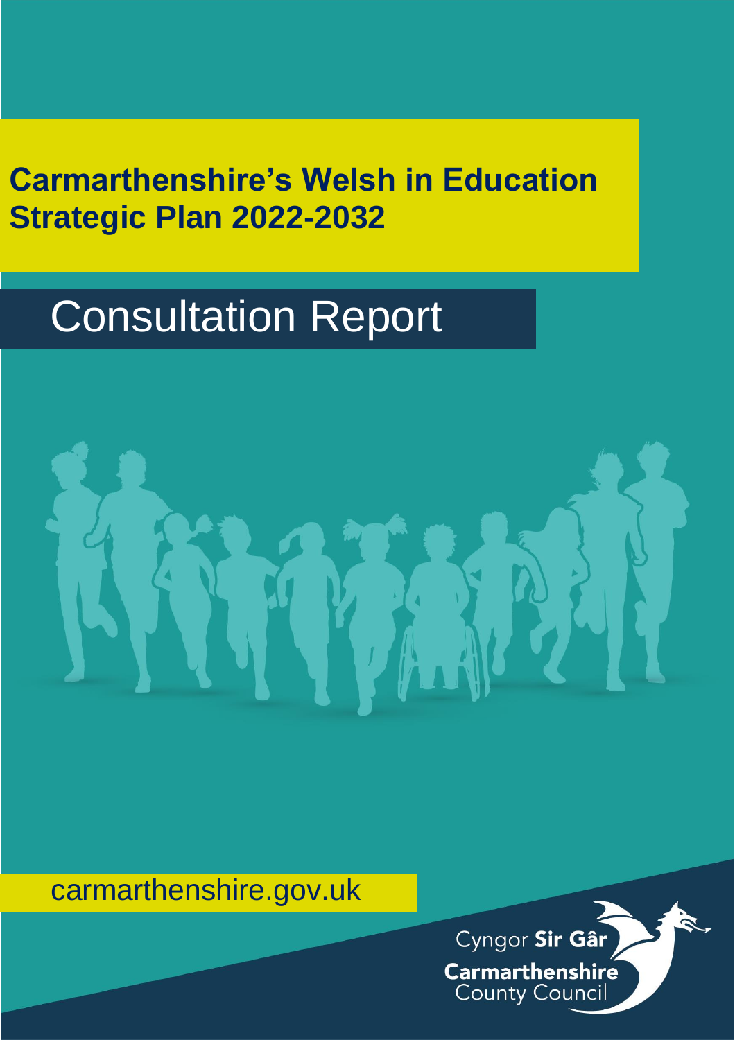# Carmarthenshire's Welsh in Education Strategic Plan 2022-2032

## Consultation Report

carmarthenshire.gov.uk

Cyngor **Sir Gâr**
**Carmarthenshire**
County Council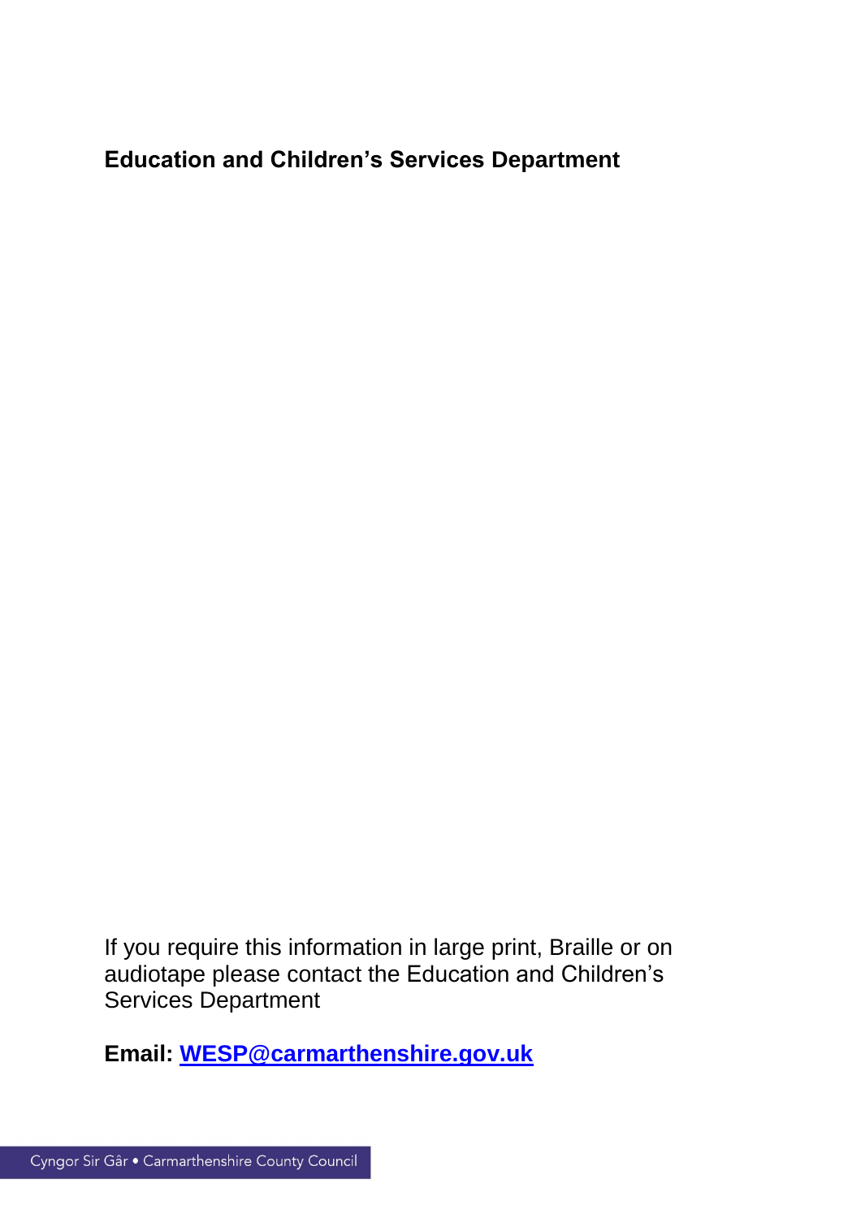**Education and Children's Services Department**

If you require this information in large print, Braille or on audiotape please contact the Education and Children's Services Department

**Email: [WESP@carmarthenshire.gov.uk](mailto:WESP@carmarthenshire.gov.uk)**

Cyngor Sir Gâr • Carmarthenshire County Council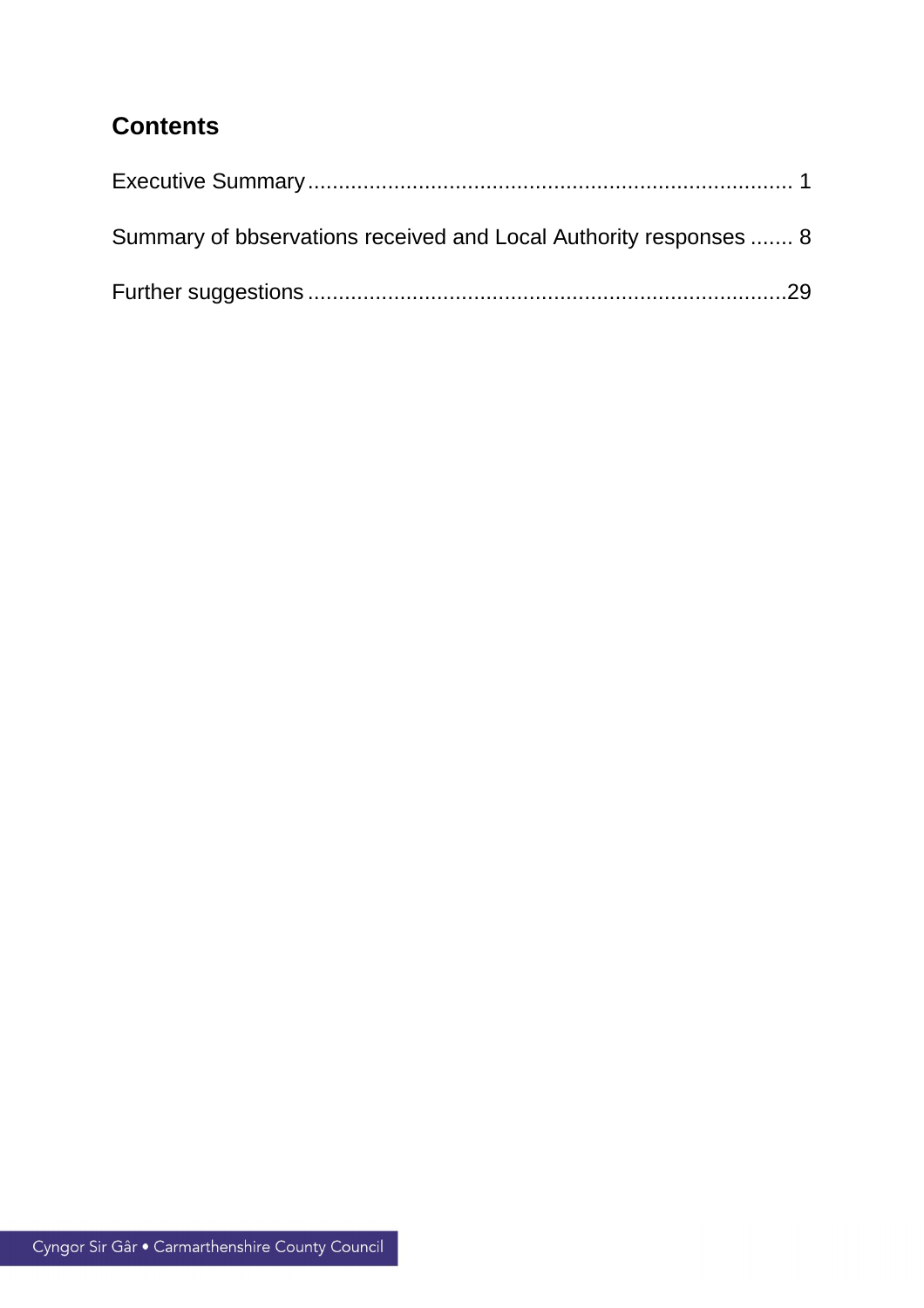## Contents

Executive Summary ........................................................................ 1

Summary of bbservations received and Local Authority responses ....... 8

Further suggestions ........................................................................29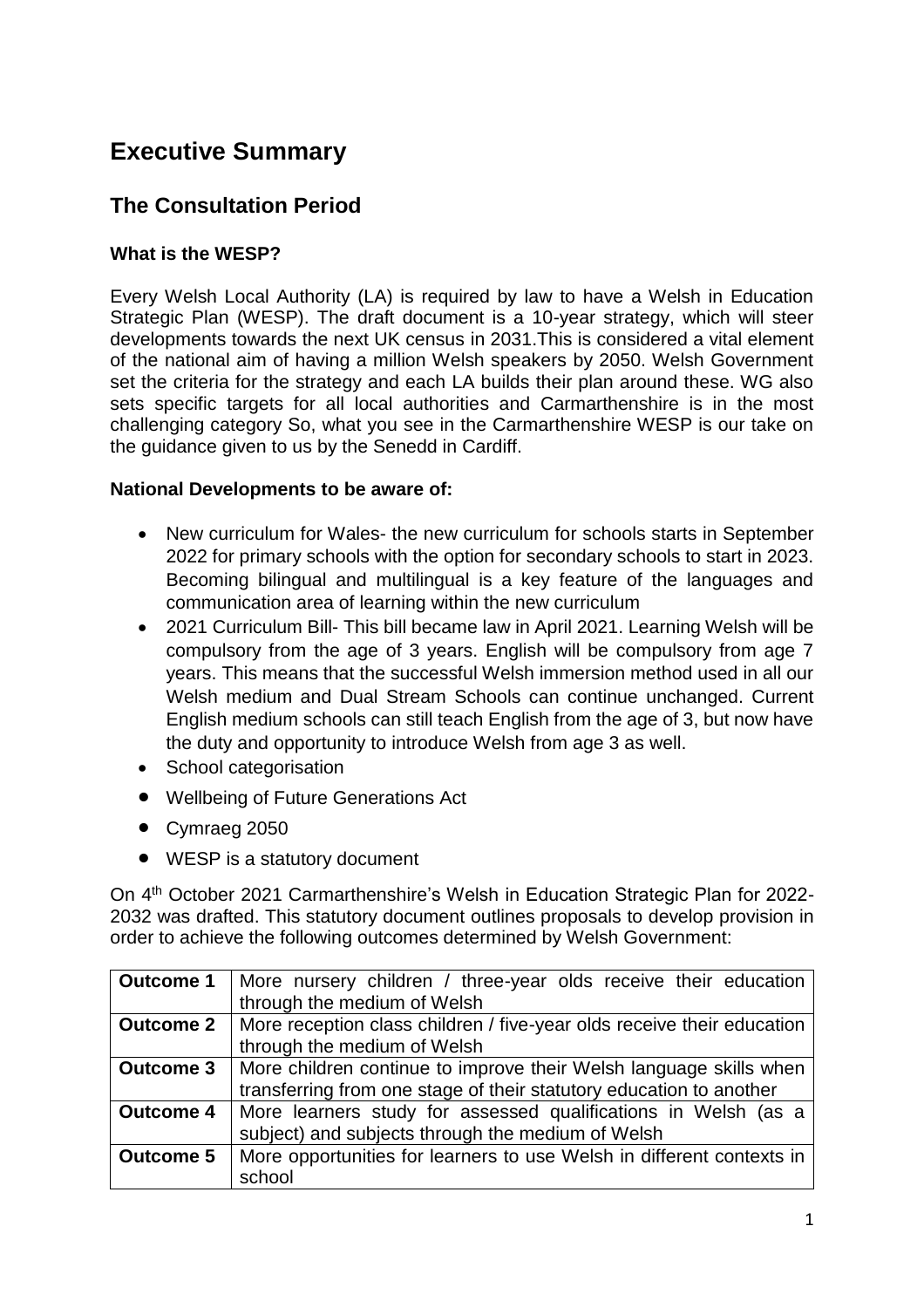# Executive Summary

## The Consultation Period

### What is the WESP?

Every Welsh Local Authority (LA) is required by law to have a Welsh in Education Strategic Plan (WESP). The draft document is a 10-year strategy, which will steer developments towards the next UK census in 2031.This is considered a vital element of the national aim of having a million Welsh speakers by 2050. Welsh Government set the criteria for the strategy and each LA builds their plan around these. WG also sets specific targets for all local authorities and Carmarthenshire is in the most challenging category So, what you see in the Carmarthenshire WESP is our take on the guidance given to us by the Senedd in Cardiff.

### National Developments to be aware of:

- New curriculum for Wales- the new curriculum for schools starts in September 2022 for primary schools with the option for secondary schools to start in 2023. Becoming bilingual and multilingual is a key feature of the languages and communication area of learning within the new curriculum
- 2021 Curriculum Bill- This bill became law in April 2021. Learning Welsh will be compulsory from the age of 3 years. English will be compulsory from age 7 years. This means that the successful Welsh immersion method used in all our Welsh medium and Dual Stream Schools can continue unchanged. Current English medium schools can still teach English from the age of 3, but now have the duty and opportunity to introduce Welsh from age 3 as well.
- School categorisation
- Wellbeing of Future Generations Act
- Cymraeg 2050
- WESP is a statutory document

On 4th October 2021 Carmarthenshire's Welsh in Education Strategic Plan for 2022-2032 was drafted. This statutory document outlines proposals to develop provision in order to achieve the following outcomes determined by Welsh Government:

| | |
|---|---|
| **Outcome 1** | More nursery children / three-year olds receive their education through the medium of Welsh |
| **Outcome 2** | More reception class children / five-year olds receive their education through the medium of Welsh |
| **Outcome 3** | More children continue to improve their Welsh language skills when transferring from one stage of their statutory education to another |
| **Outcome 4** | More learners study for assessed qualifications in Welsh (as a subject) and subjects through the medium of Welsh |
| **Outcome 5** | More opportunities for learners to use Welsh in different contexts in school |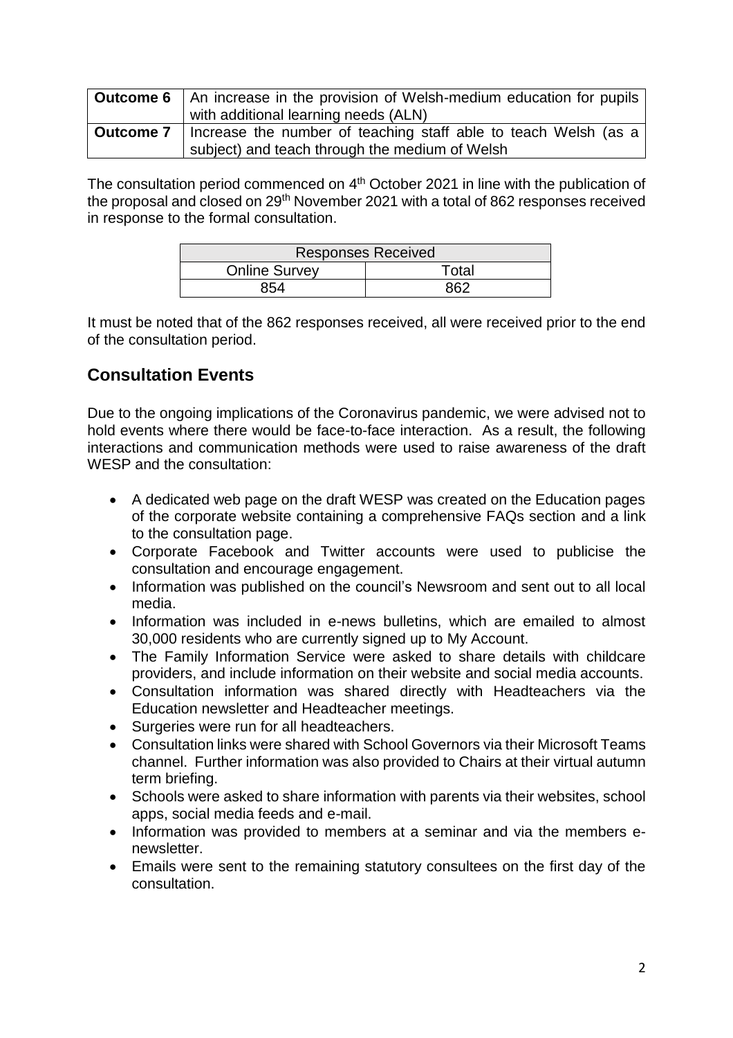| | |
|---|---|
| **Outcome 6** | An increase in the provision of Welsh-medium education for pupils with additional learning needs (ALN) |
| **Outcome 7** | Increase the number of teaching staff able to teach Welsh (as a subject) and teach through the medium of Welsh |

The consultation period commenced on 4th October 2021 in line with the publication of the proposal and closed on 29th November 2021 with a total of 862 responses received in response to the formal consultation.

| Responses Received | |
|---|---|
| Online Survey | Total |
| 854 | 862 |

It must be noted that of the 862 responses received, all were received prior to the end of the consultation period.

## Consultation Events

Due to the ongoing implications of the Coronavirus pandemic, we were advised not to hold events where there would be face-to-face interaction. As a result, the following interactions and communication methods were used to raise awareness of the draft WESP and the consultation:

- A dedicated web page on the draft WESP was created on the Education pages of the corporate website containing a comprehensive FAQs section and a link to the consultation page.
- Corporate Facebook and Twitter accounts were used to publicise the consultation and encourage engagement.
- Information was published on the council's Newsroom and sent out to all local media.
- Information was included in e-news bulletins, which are emailed to almost 30,000 residents who are currently signed up to My Account.
- The Family Information Service were asked to share details with childcare providers, and include information on their website and social media accounts.
- Consultation information was shared directly with Headteachers via the Education newsletter and Headteacher meetings.
- Surgeries were run for all headteachers.
- Consultation links were shared with School Governors via their Microsoft Teams channel. Further information was also provided to Chairs at their virtual autumn term briefing.
- Schools were asked to share information with parents via their websites, school apps, social media feeds and e-mail.
- Information was provided to members at a seminar and via the members e-newsletter.
- Emails were sent to the remaining statutory consultees on the first day of the consultation.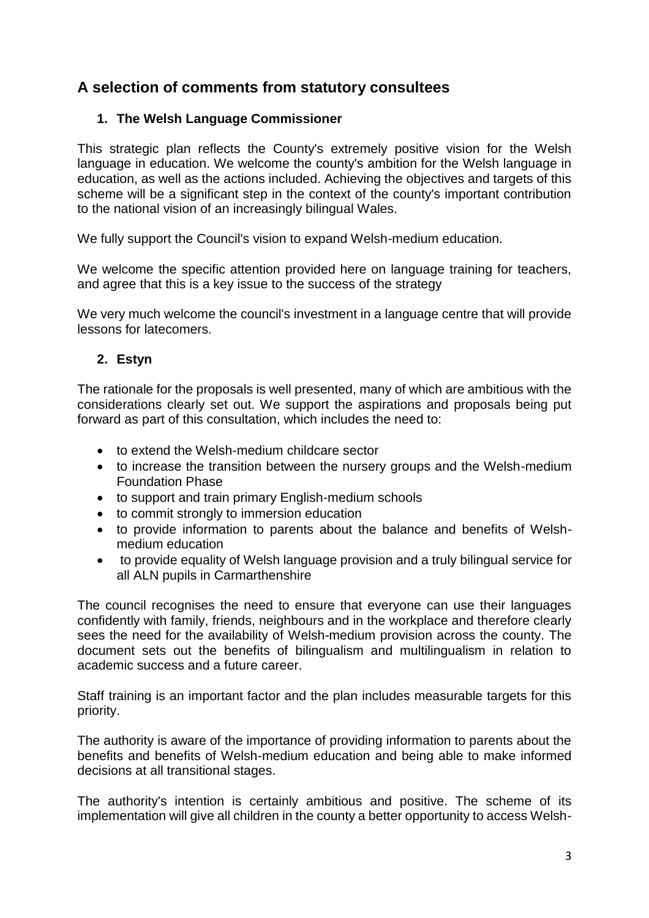## A selection of comments from statutory consultees

### 1. The Welsh Language Commissioner

This strategic plan reflects the County's extremely positive vision for the Welsh language in education. We welcome the county's ambition for the Welsh language in education, as well as the actions included. Achieving the objectives and targets of this scheme will be a significant step in the context of the county's important contribution to the national vision of an increasingly bilingual Wales.

We fully support the Council's vision to expand Welsh-medium education.

We welcome the specific attention provided here on language training for teachers, and agree that this is a key issue to the success of the strategy

We very much welcome the council's investment in a language centre that will provide lessons for latecomers.

### 2. Estyn

The rationale for the proposals is well presented, many of which are ambitious with the considerations clearly set out. We support the aspirations and proposals being put forward as part of this consultation, which includes the need to:

- to extend the Welsh-medium childcare sector
- to increase the transition between the nursery groups and the Welsh-medium Foundation Phase
- to support and train primary English-medium schools
- to commit strongly to immersion education
- to provide information to parents about the balance and benefits of Welsh-medium education
- to provide equality of Welsh language provision and a truly bilingual service for all ALN pupils in Carmarthenshire

The council recognises the need to ensure that everyone can use their languages confidently with family, friends, neighbours and in the workplace and therefore clearly sees the need for the availability of Welsh-medium provision across the county. The document sets out the benefits of bilingualism and multilingualism in relation to academic success and a future career.

Staff training is an important factor and the plan includes measurable targets for this priority.

The authority is aware of the importance of providing information to parents about the benefits and benefits of Welsh-medium education and being able to make informed decisions at all transitional stages.

The authority's intention is certainly ambitious and positive. The scheme of its implementation will give all children in the county a better opportunity to access Welsh-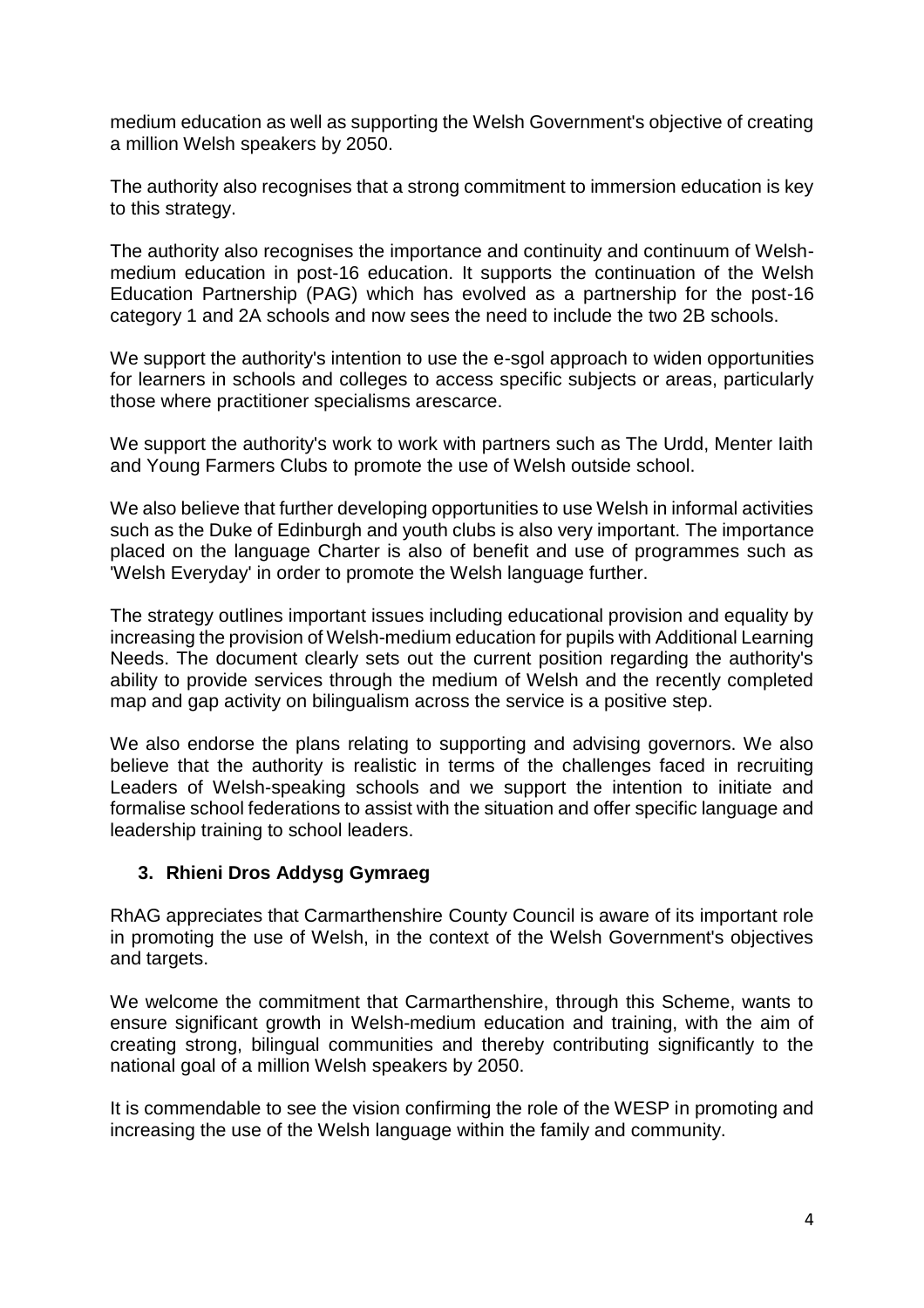medium education as well as supporting the Welsh Government's objective of creating a million Welsh speakers by 2050.

The authority also recognises that a strong commitment to immersion education is key to this strategy.

The authority also recognises the importance and continuity and continuum of Welsh-medium education in post-16 education. It supports the continuation of the Welsh Education Partnership (PAG) which has evolved as a partnership for the post-16 category 1 and 2A schools and now sees the need to include the two 2B schools.

We support the authority's intention to use the e-sgol approach to widen opportunities for learners in schools and colleges to access specific subjects or areas, particularly those where practitioner specialisms arescarce.

We support the authority's work to work with partners such as The Urdd, Menter Iaith and Young Farmers Clubs to promote the use of Welsh outside school.

We also believe that further developing opportunities to use Welsh in informal activities such as the Duke of Edinburgh and youth clubs is also very important. The importance placed on the language Charter is also of benefit and use of programmes such as 'Welsh Everyday' in order to promote the Welsh language further.

The strategy outlines important issues including educational provision and equality by increasing the provision of Welsh-medium education for pupils with Additional Learning Needs. The document clearly sets out the current position regarding the authority's ability to provide services through the medium of Welsh and the recently completed map and gap activity on bilingualism across the service is a positive step.

We also endorse the plans relating to supporting and advising governors. We also believe that the authority is realistic in terms of the challenges faced in recruiting Leaders of Welsh-speaking schools and we support the intention to initiate and formalise school federations to assist with the situation and offer specific language and leadership training to school leaders.

### 3. Rhieni Dros Addysg Gymraeg

RhAG appreciates that Carmarthenshire County Council is aware of its important role in promoting the use of Welsh, in the context of the Welsh Government's objectives and targets.

We welcome the commitment that Carmarthenshire, through this Scheme, wants to ensure significant growth in Welsh-medium education and training, with the aim of creating strong, bilingual communities and thereby contributing significantly to the national goal of a million Welsh speakers by 2050.

It is commendable to see the vision confirming the role of the WESP in promoting and increasing the use of the Welsh language within the family and community.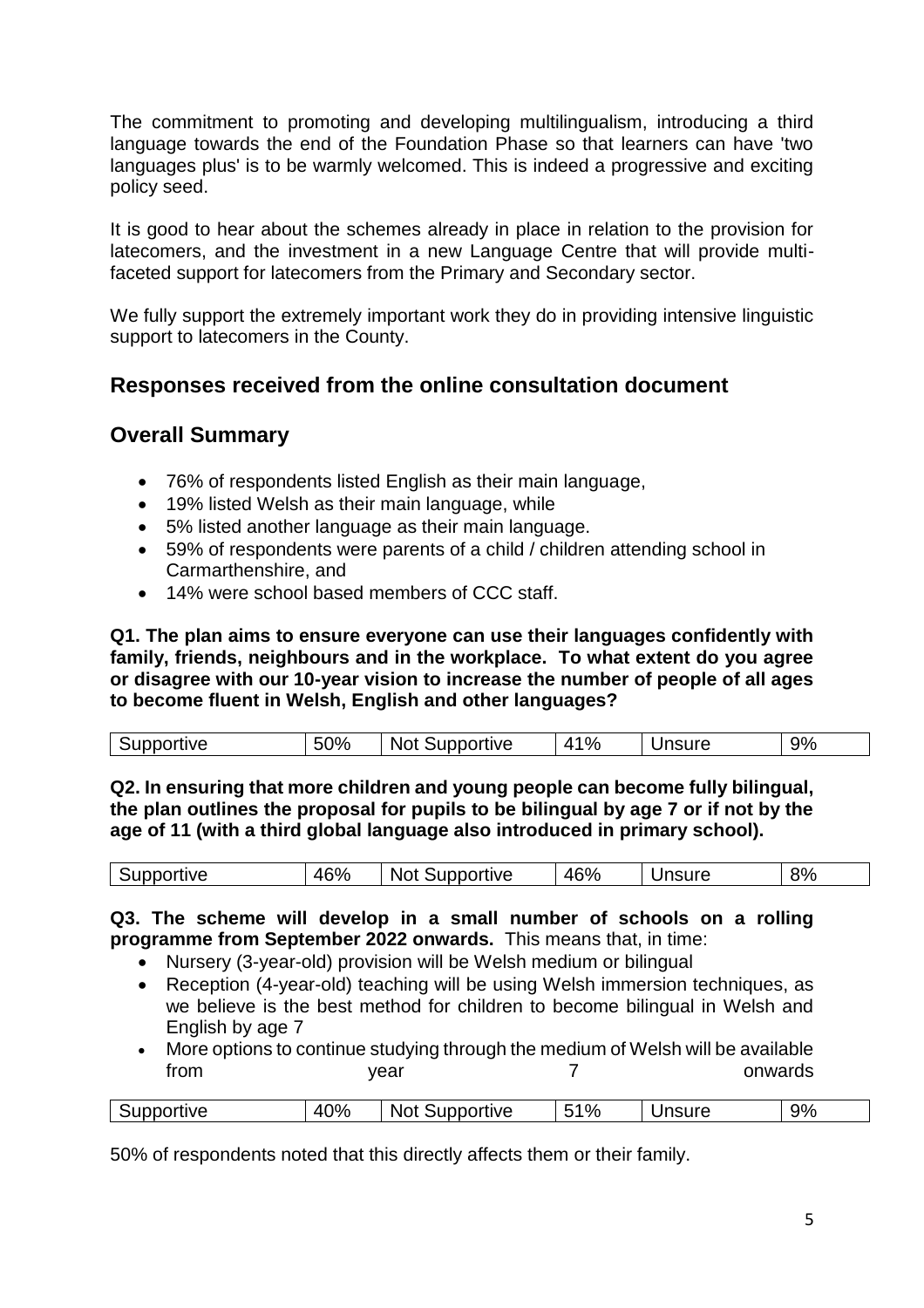The commitment to promoting and developing multilingualism, introducing a third language towards the end of the Foundation Phase so that learners can have 'two languages plus' is to be warmly welcomed. This is indeed a progressive and exciting policy seed.

It is good to hear about the schemes already in place in relation to the provision for latecomers, and the investment in a new Language Centre that will provide multi-faceted support for latecomers from the Primary and Secondary sector.

We fully support the extremely important work they do in providing intensive linguistic support to latecomers in the County.

## Responses received from the online consultation document

## Overall Summary

- 76% of respondents listed English as their main language,
- 19% listed Welsh as their main language, while
- 5% listed another language as their main language.
- 59% of respondents were parents of a child / children attending school in Carmarthenshire, and
- 14% were school based members of CCC staff.

**Q1. The plan aims to ensure everyone can use their languages confidently with family, friends, neighbours and in the workplace. To what extent do you agree or disagree with our 10-year vision to increase the number of people of all ages to become fluent in Welsh, English and other languages?**

| Supportive | 50% | Not Supportive | 41% | Unsure | 9% |
|---|---|---|---|---|---|

**Q2. In ensuring that more children and young people can become fully bilingual, the plan outlines the proposal for pupils to be bilingual by age 7 or if not by the age of 11 (with a third global language also introduced in primary school).**

| Supportive | 46% | Not Supportive | 46% | Unsure | 8% |
|---|---|---|---|---|---|

**Q3. The scheme will develop in a small number of schools on a rolling programme from September 2022 onwards.** This means that, in time:

- Nursery (3-year-old) provision will be Welsh medium or bilingual
- Reception (4-year-old) teaching will be using Welsh immersion techniques, as we believe is the best method for children to become bilingual in Welsh and English by age 7
- More options to continue studying through the medium of Welsh will be available from year 7 onwards

| Supportive | 40% | Not Supportive | 51% | Unsure | 9% |
|---|---|---|---|---|---|

50% of respondents noted that this directly affects them or their family.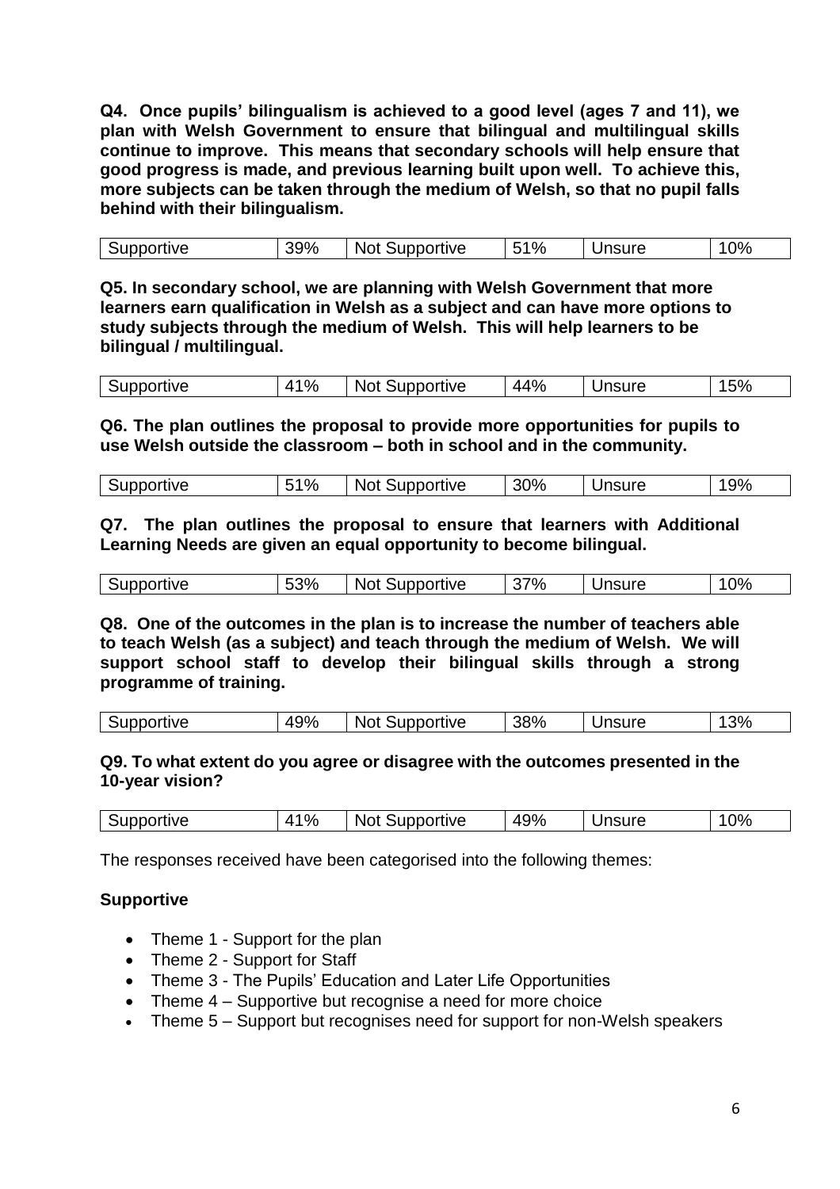**Q4. Once pupils' bilingualism is achieved to a good level (ages 7 and 11), we plan with Welsh Government to ensure that bilingual and multilingual skills continue to improve. This means that secondary schools will help ensure that good progress is made, and previous learning built upon well. To achieve this, more subjects can be taken through the medium of Welsh, so that no pupil falls behind with their bilingualism.**

| Supportive | 39% | Not Supportive | 51% | Unsure | 10% |
|---|---|---|---|---|---|

**Q5. In secondary school, we are planning with Welsh Government that more learners earn qualification in Welsh as a subject and can have more options to study subjects through the medium of Welsh. This will help learners to be bilingual / multilingual.**

| Supportive | 41% | Not Supportive | 44% | Unsure | 15% |
|---|---|---|---|---|---|

**Q6. The plan outlines the proposal to provide more opportunities for pupils to use Welsh outside the classroom – both in school and in the community.**

| Supportive | 51% | Not Supportive | 30% | Unsure | 19% |
|---|---|---|---|---|---|

**Q7. The plan outlines the proposal to ensure that learners with Additional Learning Needs are given an equal opportunity to become bilingual.**

| Supportive | 53% | Not Supportive | 37% | Unsure | 10% |
|---|---|---|---|---|---|

**Q8. One of the outcomes in the plan is to increase the number of teachers able to teach Welsh (as a subject) and teach through the medium of Welsh. We will support school staff to develop their bilingual skills through a strong programme of training.**

| Supportive | 49% | Not Supportive | 38% | Unsure | 13% |
|---|---|---|---|---|---|

**Q9. To what extent do you agree or disagree with the outcomes presented in the 10-year vision?**

| Supportive | 41% | Not Supportive | 49% | Unsure | 10% |
|---|---|---|---|---|---|

The responses received have been categorised into the following themes:

**Supportive**

- Theme 1 - Support for the plan
- Theme 2 - Support for Staff
- Theme 3 - The Pupils' Education and Later Life Opportunities
- Theme 4 – Supportive but recognise a need for more choice
- Theme 5 – Support but recognises need for support for non-Welsh speakers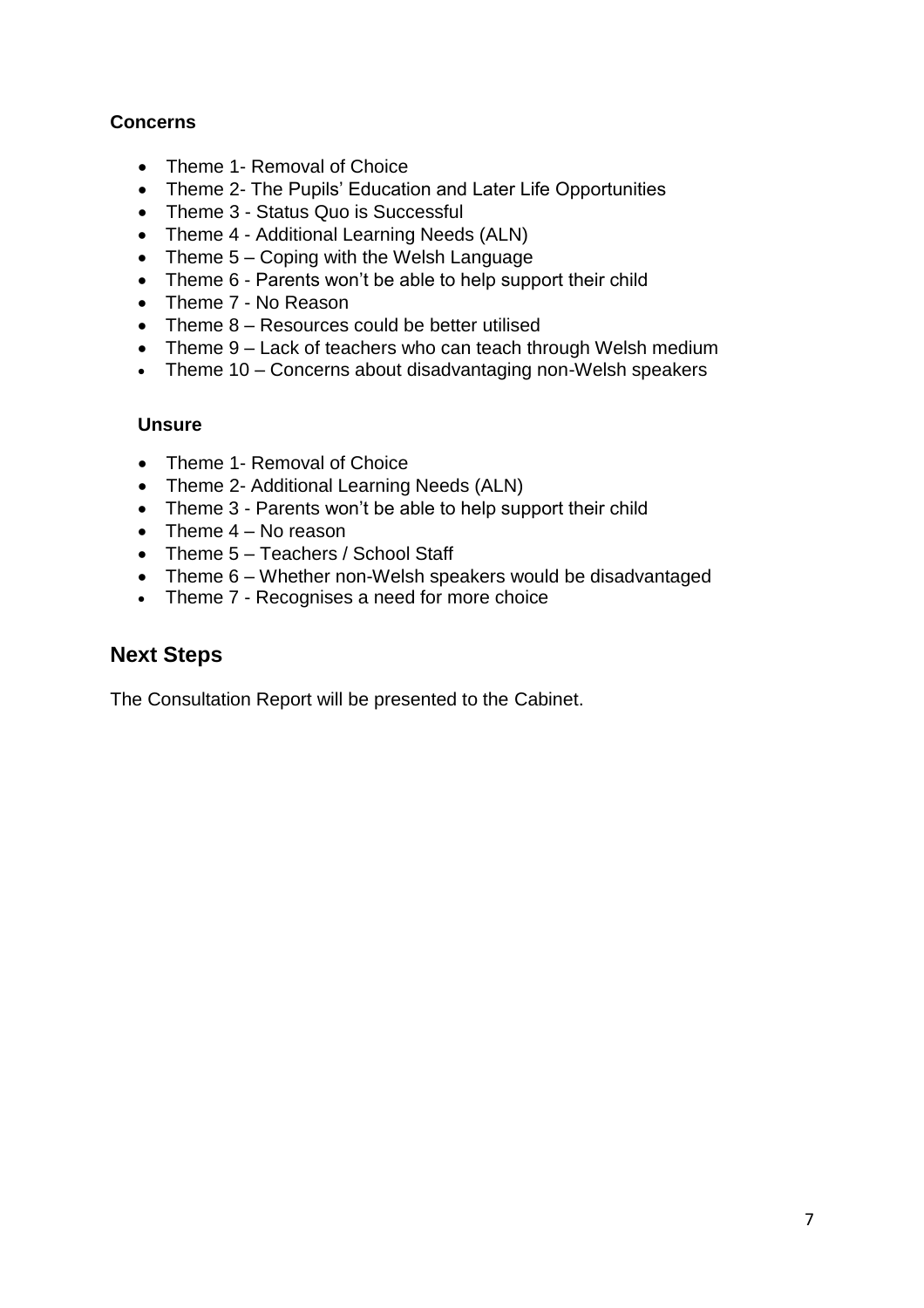**Concerns**

- Theme 1- Removal of Choice
- Theme 2- The Pupils' Education and Later Life Opportunities
- Theme 3 - Status Quo is Successful
- Theme 4 - Additional Learning Needs (ALN)
- Theme 5 – Coping with the Welsh Language
- Theme 6 - Parents won't be able to help support their child
- Theme 7 - No Reason
- Theme 8 – Resources could be better utilised
- Theme 9 – Lack of teachers who can teach through Welsh medium
- Theme 10 – Concerns about disadvantaging non-Welsh speakers

**Unsure**

- Theme 1- Removal of Choice
- Theme 2- Additional Learning Needs (ALN)
- Theme 3 - Parents won't be able to help support their child
- Theme 4 – No reason
- Theme 5 – Teachers / School Staff
- Theme 6 – Whether non-Welsh speakers would be disadvantaged
- Theme 7 - Recognises a need for more choice

## Next Steps

The Consultation Report will be presented to the Cabinet.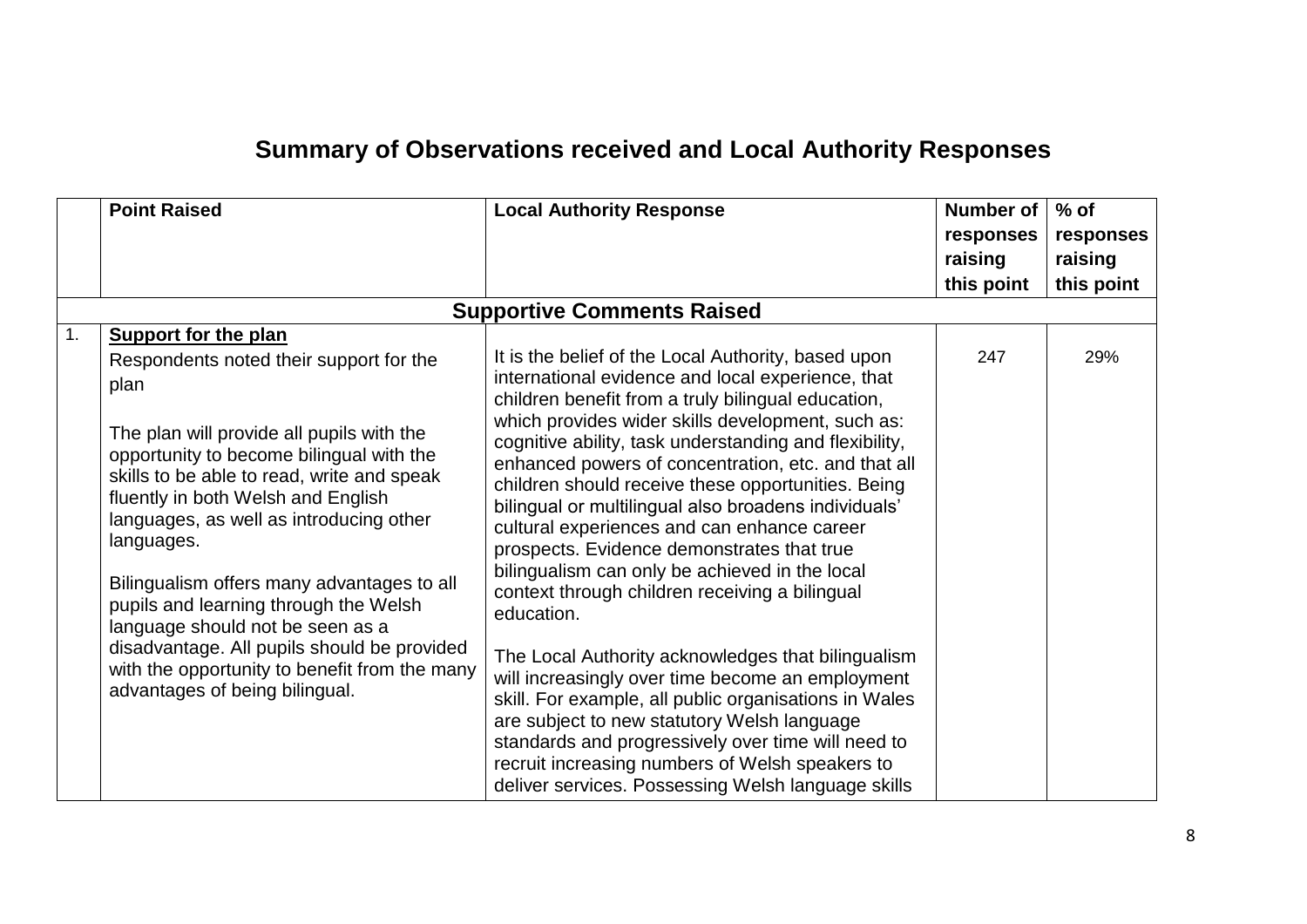# Summary of Observations received and Local Authority Responses

| | Point Raised | Local Authority Response | Number of responses raising this point | % of responses raising this point |
|---|---|---|---|---|
| **Supportive Comments Raised** | | | | |
| 1. | **Support for the plan**<br><br>Respondents noted their support for the plan<br><br>The plan will provide all pupils with the opportunity to become bilingual with the skills to be able to read, write and speak fluently in both Welsh and English languages, as well as introducing other languages.<br><br>Bilingualism offers many advantages to all pupils and learning through the Welsh language should not be seen as a disadvantage. All pupils should be provided with the opportunity to benefit from the many advantages of being bilingual. | It is the belief of the Local Authority, based upon international evidence and local experience, that children benefit from a truly bilingual education, which provides wider skills development, such as: cognitive ability, task understanding and flexibility, enhanced powers of concentration, etc. and that all children should receive these opportunities. Being bilingual or multilingual also broadens individuals' cultural experiences and can enhance career prospects. Evidence demonstrates that true bilingualism can only be achieved in the local context through children receiving a bilingual education.<br><br>The Local Authority acknowledges that bilingualism will increasingly over time become an employment skill. For example, all public organisations in Wales are subject to new statutory Welsh language standards and progressively over time will need to recruit increasing numbers of Welsh speakers to deliver services. Possessing Welsh language skills | 247 | 29% |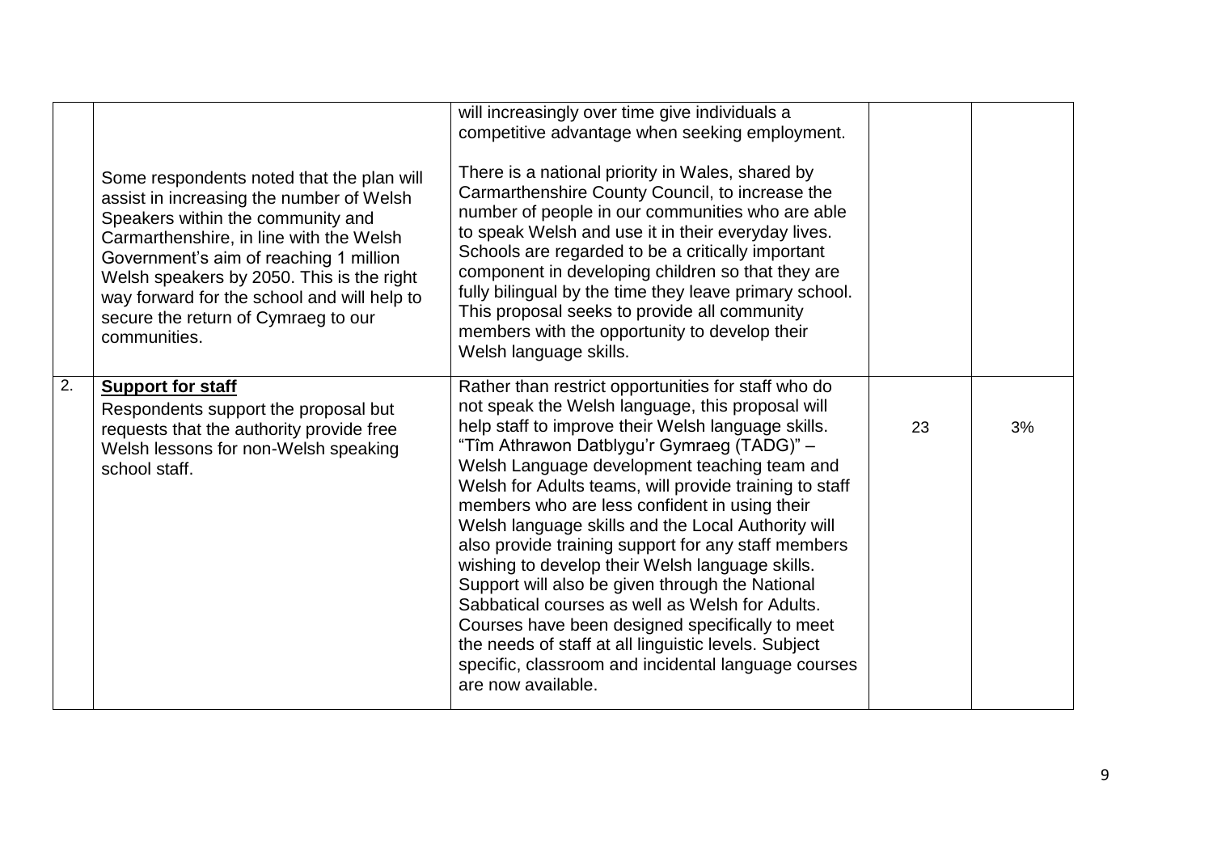| | | | | |
|---|---|---|---|---|
| | Some respondents noted that the plan will assist in increasing the number of Welsh Speakers within the community and Carmarthenshire, in line with the Welsh Government's aim of reaching 1 million Welsh speakers by 2050. This is the right way forward for the school and will help to secure the return of Cymraeg to our communities. | will increasingly over time give individuals a competitive advantage when seeking employment.<br><br>There is a national priority in Wales, shared by Carmarthenshire County Council, to increase the number of people in our communities who are able to speak Welsh and use it in their everyday lives. Schools are regarded to be a critically important component in developing children so that they are fully bilingual by the time they leave primary school. This proposal seeks to provide all community members with the opportunity to develop their Welsh language skills. | | |
| 2. | **Support for staff**<br>Respondents support the proposal but requests that the authority provide free Welsh lessons for non-Welsh speaking school staff. | Rather than restrict opportunities for staff who do not speak the Welsh language, this proposal will help staff to improve their Welsh language skills. "Tîm Athrawon Datblygu'r Gymraeg (TADG)" – Welsh Language development teaching team and Welsh for Adults teams, will provide training to staff members who are less confident in using their Welsh language skills and the Local Authority will also provide training support for any staff members wishing to develop their Welsh language skills. Support will also be given through the National Sabbatical courses as well as Welsh for Adults. Courses have been designed specifically to meet the needs of staff at all linguistic levels. Subject specific, classroom and incidental language courses are now available. | 23 | 3% |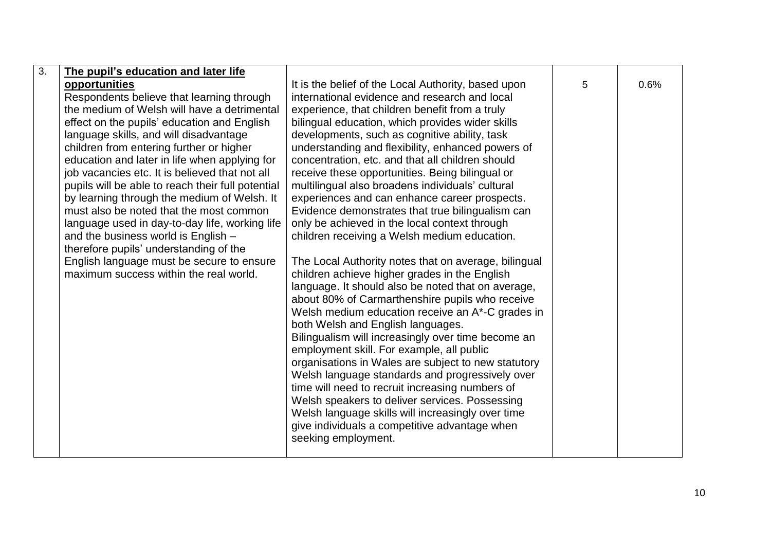| 3. | **The pupil's education and later life opportunities**<br>Respondents believe that learning through the medium of Welsh will have a detrimental effect on the pupils' education and English language skills, and will disadvantage children from entering further or higher education and later in life when applying for job vacancies etc. It is believed that not all pupils will be able to reach their full potential by learning through the medium of Welsh. It must also be noted that the most common language used in day-to-day life, working life and the business world is English – therefore pupils' understanding of the English language must be secure to ensure maximum success within the real world. | It is the belief of the Local Authority, based upon international evidence and research and local experience, that children benefit from a truly bilingual education, which provides wider skills developments, such as cognitive ability, task understanding and flexibility, enhanced powers of concentration, etc. and that all children should receive these opportunities. Being bilingual or multilingual also broadens individuals' cultural experiences and can enhance career prospects. Evidence demonstrates that true bilingualism can only be achieved in the local context through children receiving a Welsh medium education.<br><br>The Local Authority notes that on average, bilingual children achieve higher grades in the English language. It should also be noted that on average, about 80% of Carmarthenshire pupils who receive Welsh medium education receive an A*-C grades in both Welsh and English languages.<br>Bilingualism will increasingly over time become an employment skill. For example, all public organisations in Wales are subject to new statutory Welsh language standards and progressively over time will need to recruit increasing numbers of Welsh speakers to deliver services. Possessing Welsh language skills will increasingly over time give individuals a competitive advantage when seeking employment. | 5 | 0.6% |
|---|---|---|---|---|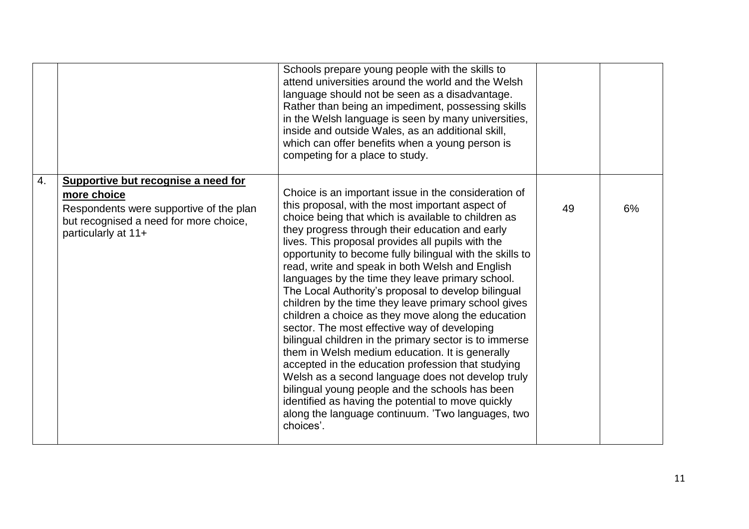| | | | | |
|---|---|---|---|---|
| | | Schools prepare young people with the skills to attend universities around the world and the Welsh language should not be seen as a disadvantage. Rather than being an impediment, possessing skills in the Welsh language is seen by many universities, inside and outside Wales, as an additional skill, which can offer benefits when a young person is competing for a place to study. | | |
| 4. | **Supportive but recognise a need for more choice**<br>Respondents were supportive of the plan but recognised a need for more choice, particularly at 11+ | Choice is an important issue in the consideration of this proposal, with the most important aspect of choice being that which is available to children as they progress through their education and early lives. This proposal provides all pupils with the opportunity to become fully bilingual with the skills to read, write and speak in both Welsh and English languages by the time they leave primary school. The Local Authority's proposal to develop bilingual children by the time they leave primary school gives children a choice as they move along the education sector. The most effective way of developing bilingual children in the primary sector is to immerse them in Welsh medium education. It is generally accepted in the education profession that studying Welsh as a second language does not develop truly bilingual young people and the schools has been identified as having the potential to move quickly along the language continuum. 'Two languages, two choices'. | 49 | 6% |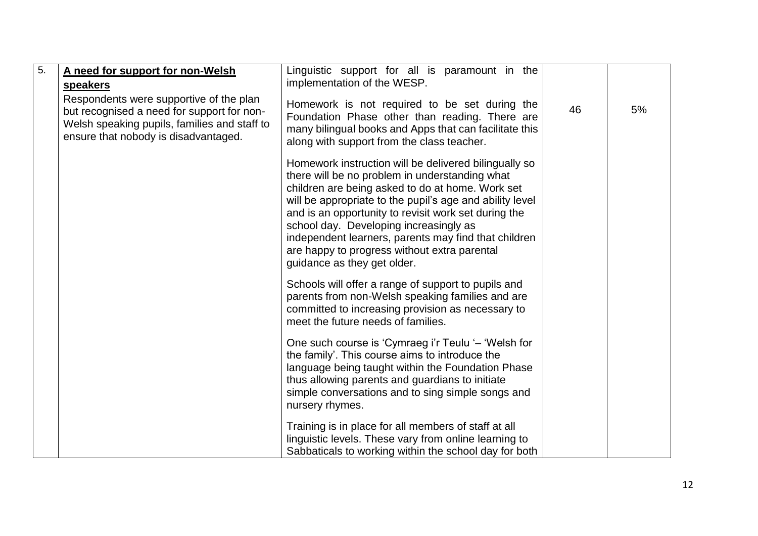| 5. | **A need for support for non-Welsh speakers**<br><br>Respondents were supportive of the plan but recognised a need for support for non-Welsh speaking pupils, families and staff to ensure that nobody is disadvantaged. | Linguistic support for all is paramount in the implementation of the WESP.<br><br>Homework is not required to be set during the Foundation Phase other than reading. There are many bilingual books and Apps that can facilitate this along with support from the class teacher.<br><br>Homework instruction will be delivered bilingually so there will be no problem in understanding what children are being asked to do at home. Work set will be appropriate to the pupil's age and ability level and is an opportunity to revisit work set during the school day. Developing increasingly as independent learners, parents may find that children are happy to progress without extra parental guidance as they get older.<br><br>Schools will offer a range of support to pupils and parents from non-Welsh speaking families and are committed to increasing provision as necessary to meet the future needs of families.<br><br>One such course is 'Cymraeg i'r Teulu '– 'Welsh for the family'. This course aims to introduce the language being taught within the Foundation Phase thus allowing parents and guardians to initiate simple conversations and to sing simple songs and nursery rhymes.<br><br>Training is in place for all members of staff at all linguistic levels. These vary from online learning to Sabbaticals to working within the school day for both | 46 | 5% |
|---|---|---|---|---|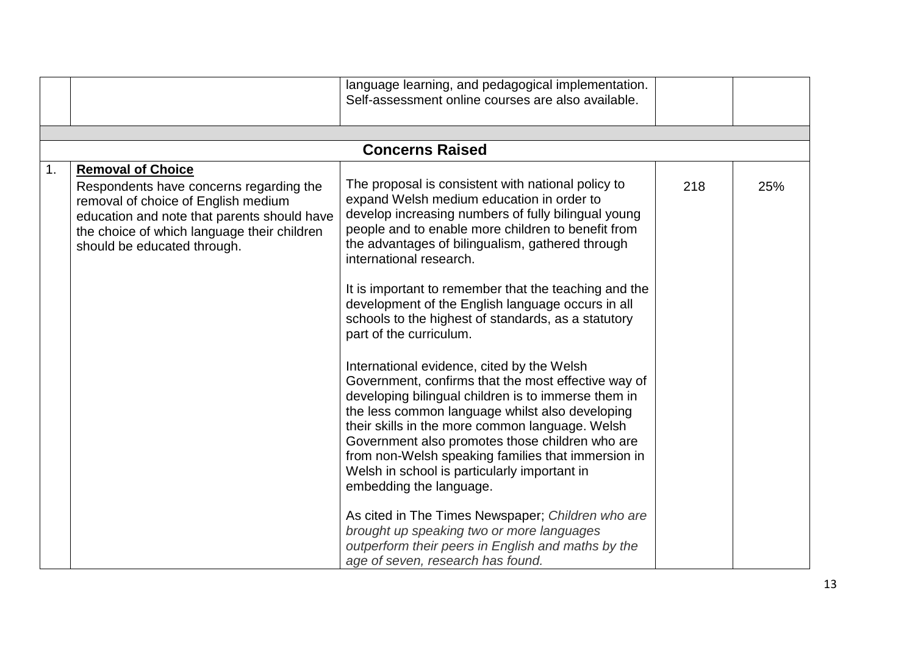| | | | | |
|---|---|---|---|---|
| | | language learning, and pedagogical implementation. Self-assessment online courses are also available. | | |
| | | | | |
| **Concerns Raised** | | | | |
| 1. | **Removal of Choice**<br><br>Respondents have concerns regarding the removal of choice of English medium education and note that parents should have the choice of which language their children should be educated through. | The proposal is consistent with national policy to expand Welsh medium education in order to develop increasing numbers of fully bilingual young people and to enable more children to benefit from the advantages of bilingualism, gathered through international research.<br><br>It is important to remember that the teaching and the development of the English language occurs in all schools to the highest of standards, as a statutory part of the curriculum.<br><br>International evidence, cited by the Welsh Government, confirms that the most effective way of developing bilingual children is to immerse them in the less common language whilst also developing their skills in the more common language. Welsh Government also promotes those children who are from non-Welsh speaking families that immersion in Welsh in school is particularly important in embedding the language.<br><br>As cited in The Times Newspaper; *Children who are brought up speaking two or more languages outperform their peers in English and maths by the age of seven, research has found.* | 218 | 25% |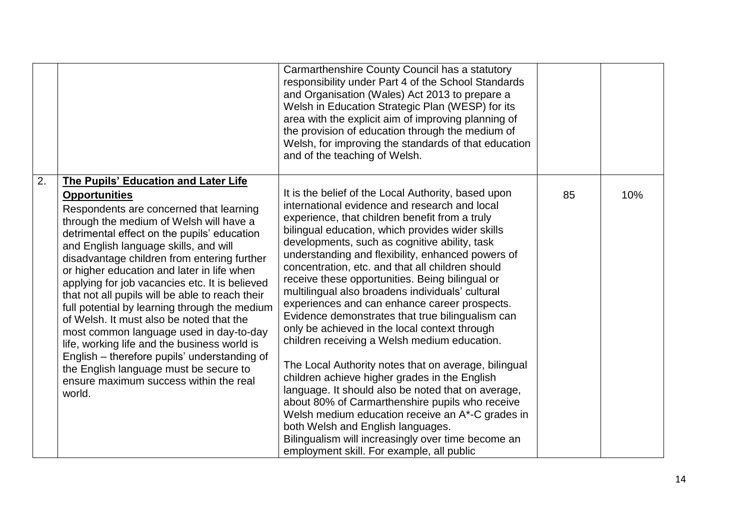| | | | | |
|---|---|---|---|---|
| | | Carmarthenshire County Council has a statutory responsibility under Part 4 of the School Standards and Organisation (Wales) Act 2013 to prepare a Welsh in Education Strategic Plan (WESP) for its area with the explicit aim of improving planning of the provision of education through the medium of Welsh, for improving the standards of that education and of the teaching of Welsh. | | |
| 2. | **The Pupils' Education and Later Life Opportunities**<br>Respondents are concerned that learning through the medium of Welsh will have a detrimental effect on the pupils' education and English language skills, and will disadvantage children from entering further or higher education and later in life when applying for job vacancies etc. It is believed that not all pupils will be able to reach their full potential by learning through the medium of Welsh. It must also be noted that the most common language used in day-to-day life, working life and the business world is English – therefore pupils' understanding of the English language must be secure to ensure maximum success within the real world. | It is the belief of the Local Authority, based upon international evidence and research and local experience, that children benefit from a truly bilingual education, which provides wider skills developments, such as cognitive ability, task understanding and flexibility, enhanced powers of concentration, etc. and that all children should receive these opportunities. Being bilingual or multilingual also broadens individuals' cultural experiences and can enhance career prospects. Evidence demonstrates that true bilingualism can only be achieved in the local context through children receiving a Welsh medium education.<br><br>The Local Authority notes that on average, bilingual children achieve higher grades in the English language. It should also be noted that on average, about 80% of Carmarthenshire pupils who receive Welsh medium education receive an A*-C grades in both Welsh and English languages.<br>Bilingualism will increasingly over time become an employment skill. For example, all public | 85 | 10% |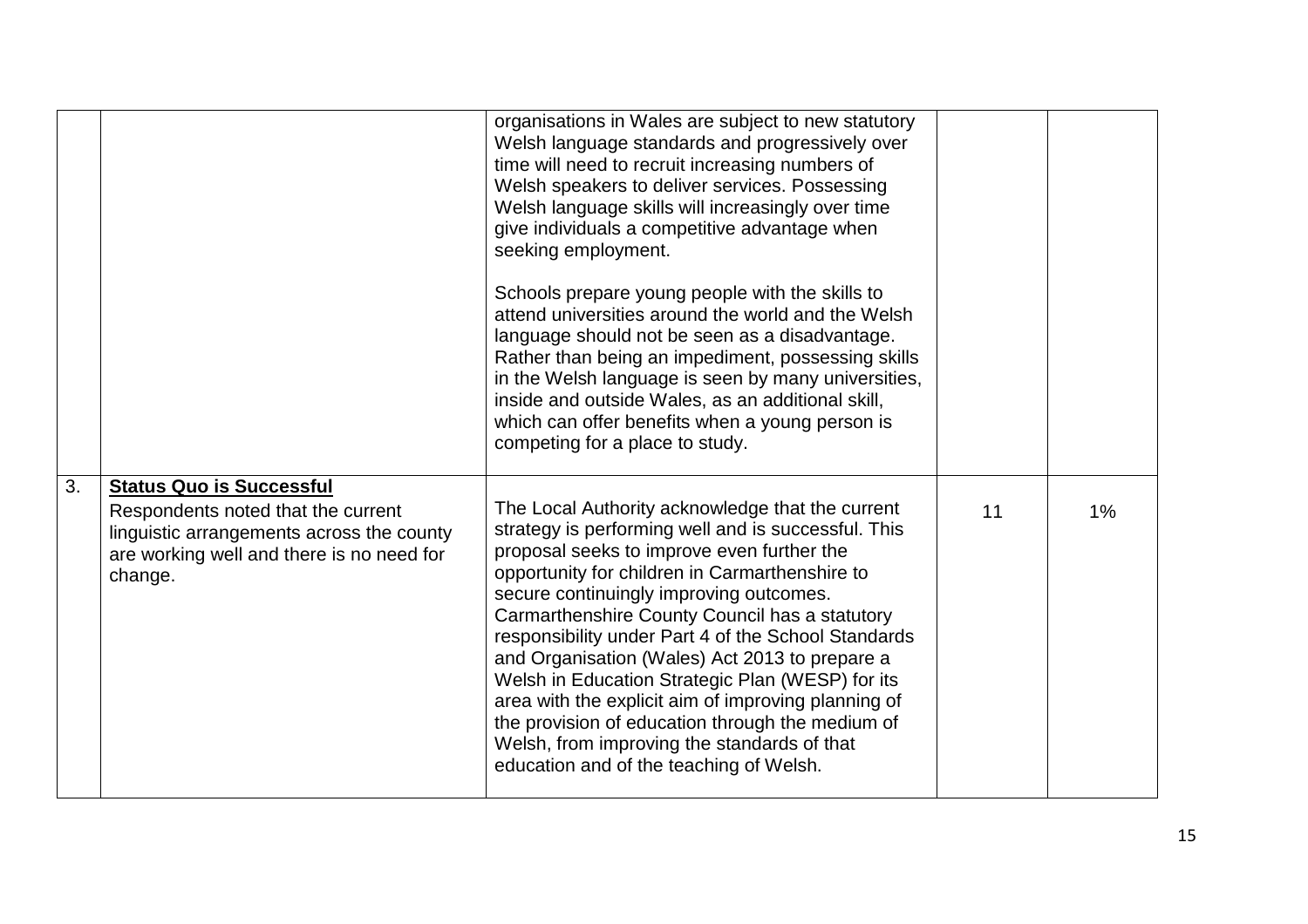| | | | | |
|---|---|---|---|---|
| | | organisations in Wales are subject to new statutory Welsh language standards and progressively over time will need to recruit increasing numbers of Welsh speakers to deliver services. Possessing Welsh language skills will increasingly over time give individuals a competitive advantage when seeking employment.<br><br>Schools prepare young people with the skills to attend universities around the world and the Welsh language should not be seen as a disadvantage. Rather than being an impediment, possessing skills in the Welsh language is seen by many universities, inside and outside Wales, as an additional skill, which can offer benefits when a young person is competing for a place to study. | | |
| 3. | **Status Quo is Successful**<br>Respondents noted that the current linguistic arrangements across the county are working well and there is no need for change. | The Local Authority acknowledge that the current strategy is performing well and is successful. This proposal seeks to improve even further the opportunity for children in Carmarthenshire to secure continuingly improving outcomes. Carmarthenshire County Council has a statutory responsibility under Part 4 of the School Standards and Organisation (Wales) Act 2013 to prepare a Welsh in Education Strategic Plan (WESP) for its area with the explicit aim of improving planning of the provision of education through the medium of Welsh, from improving the standards of that education and of the teaching of Welsh. | 11 | 1% |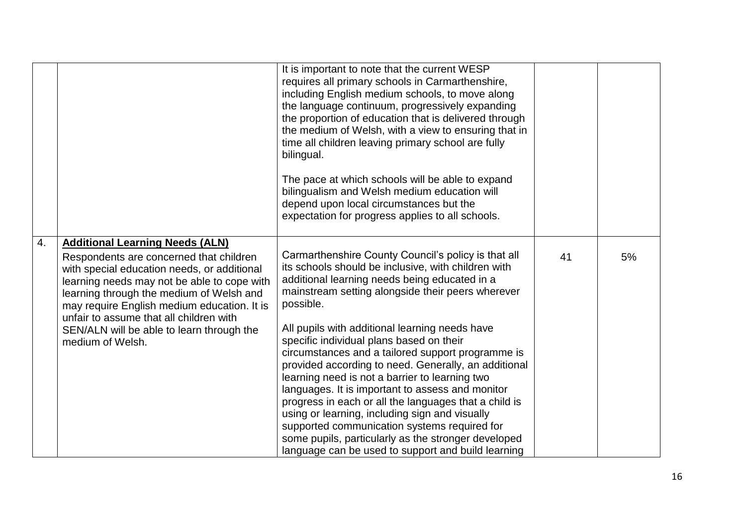| | | | | |
|---|---|---|---|---|
| | | It is important to note that the current WESP requires all primary schools in Carmarthenshire, including English medium schools, to move along the language continuum, progressively expanding the proportion of education that is delivered through the medium of Welsh, with a view to ensuring that in time all children leaving primary school are fully bilingual.<br><br>The pace at which schools will be able to expand bilingualism and Welsh medium education will depend upon local circumstances but the expectation for progress applies to all schools. | | |
| 4. | **Additional Learning Needs (ALN)**<br>Respondents are concerned that children with special education needs, or additional learning needs may not be able to cope with learning through the medium of Welsh and may require English medium education. It is unfair to assume that all children with SEN/ALN will be able to learn through the medium of Welsh. | Carmarthenshire County Council's policy is that all its schools should be inclusive, with children with additional learning needs being educated in a mainstream setting alongside their peers wherever possible.<br><br>All pupils with additional learning needs have specific individual plans based on their circumstances and a tailored support programme is provided according to need. Generally, an additional learning need is not a barrier to learning two languages. It is important to assess and monitor progress in each or all the languages that a child is using or learning, including sign and visually supported communication systems required for some pupils, particularly as the stronger developed language can be used to support and build learning | 41 | 5% |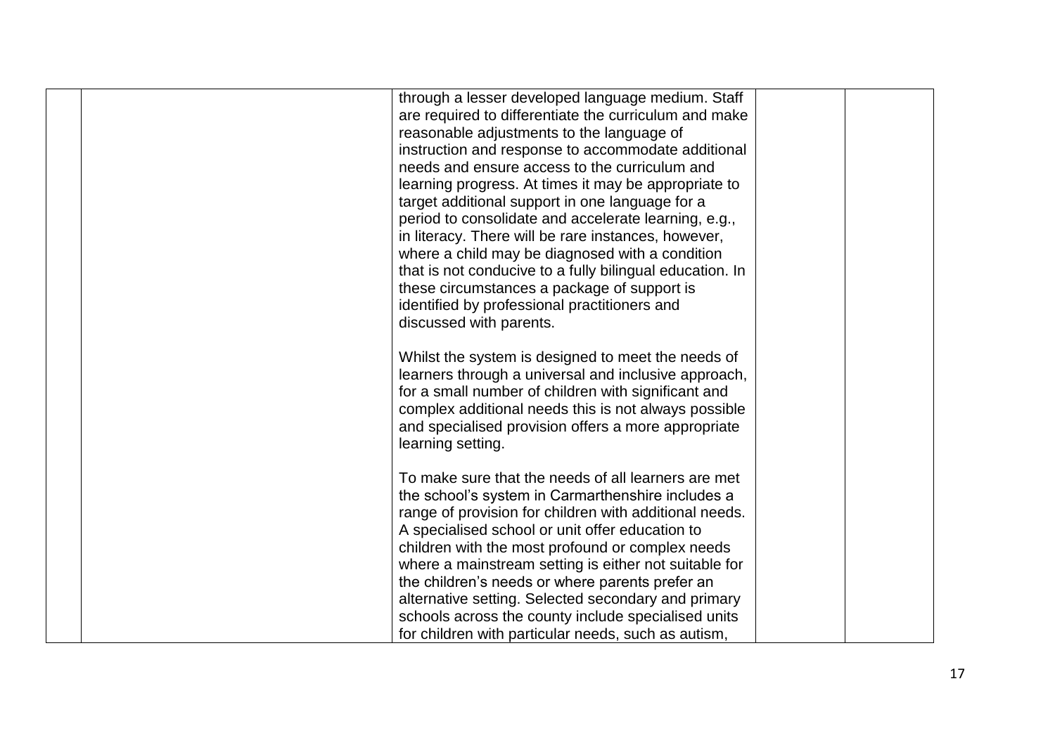| | | | | |
|---|---|---|---|---|
| | | through a lesser developed language medium. Staff are required to differentiate the curriculum and make reasonable adjustments to the language of instruction and response to accommodate additional needs and ensure access to the curriculum and learning progress. At times it may be appropriate to target additional support in one language for a period to consolidate and accelerate learning, e.g., in literacy. There will be rare instances, however, where a child may be diagnosed with a condition that is not conducive to a fully bilingual education. In these circumstances a package of support is identified by professional practitioners and discussed with parents.<br><br>Whilst the system is designed to meet the needs of learners through a universal and inclusive approach, for a small number of children with significant and complex additional needs this is not always possible and specialised provision offers a more appropriate learning setting.<br><br>To make sure that the needs of all learners are met the school's system in Carmarthenshire includes a range of provision for children with additional needs. A specialised school or unit offer education to children with the most profound or complex needs where a mainstream setting is either not suitable for the children's needs or where parents prefer an alternative setting. Selected secondary and primary schools across the county include specialised units for children with particular needs, such as autism, | | |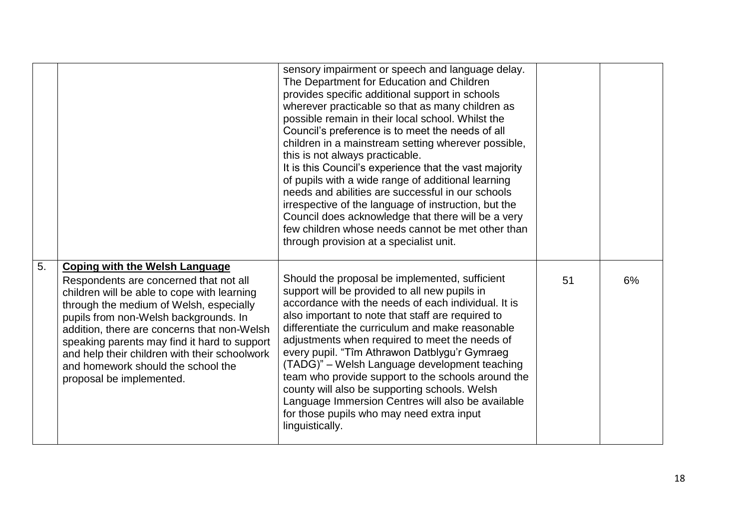| | | | | |
|---|---|---|---|---|
| | | sensory impairment or speech and language delay. The Department for Education and Children provides specific additional support in schools wherever practicable so that as many children as possible remain in their local school. Whilst the Council's preference is to meet the needs of all children in a mainstream setting wherever possible, this is not always practicable.<br>It is this Council's experience that the vast majority of pupils with a wide range of additional learning needs and abilities are successful in our schools irrespective of the language of instruction, but the Council does acknowledge that there will be a very few children whose needs cannot be met other than through provision at a specialist unit. | | |
| 5. | **Coping with the Welsh Language**<br>Respondents are concerned that not all children will be able to cope with learning through the medium of Welsh, especially pupils from non-Welsh backgrounds. In addition, there are concerns that non-Welsh speaking parents may find it hard to support and help their children with their schoolwork and homework should the school the proposal be implemented. | Should the proposal be implemented, sufficient support will be provided to all new pupils in accordance with the needs of each individual. It is also important to note that staff are required to differentiate the curriculum and make reasonable adjustments when required to meet the needs of every pupil. "Tîm Athrawon Datblygu'r Gymraeg (TADG)" – Welsh Language development teaching team who provide support to the schools around the county will also be supporting schools. Welsh Language Immersion Centres will also be available for those pupils who may need extra input linguistically. | 51 | 6% |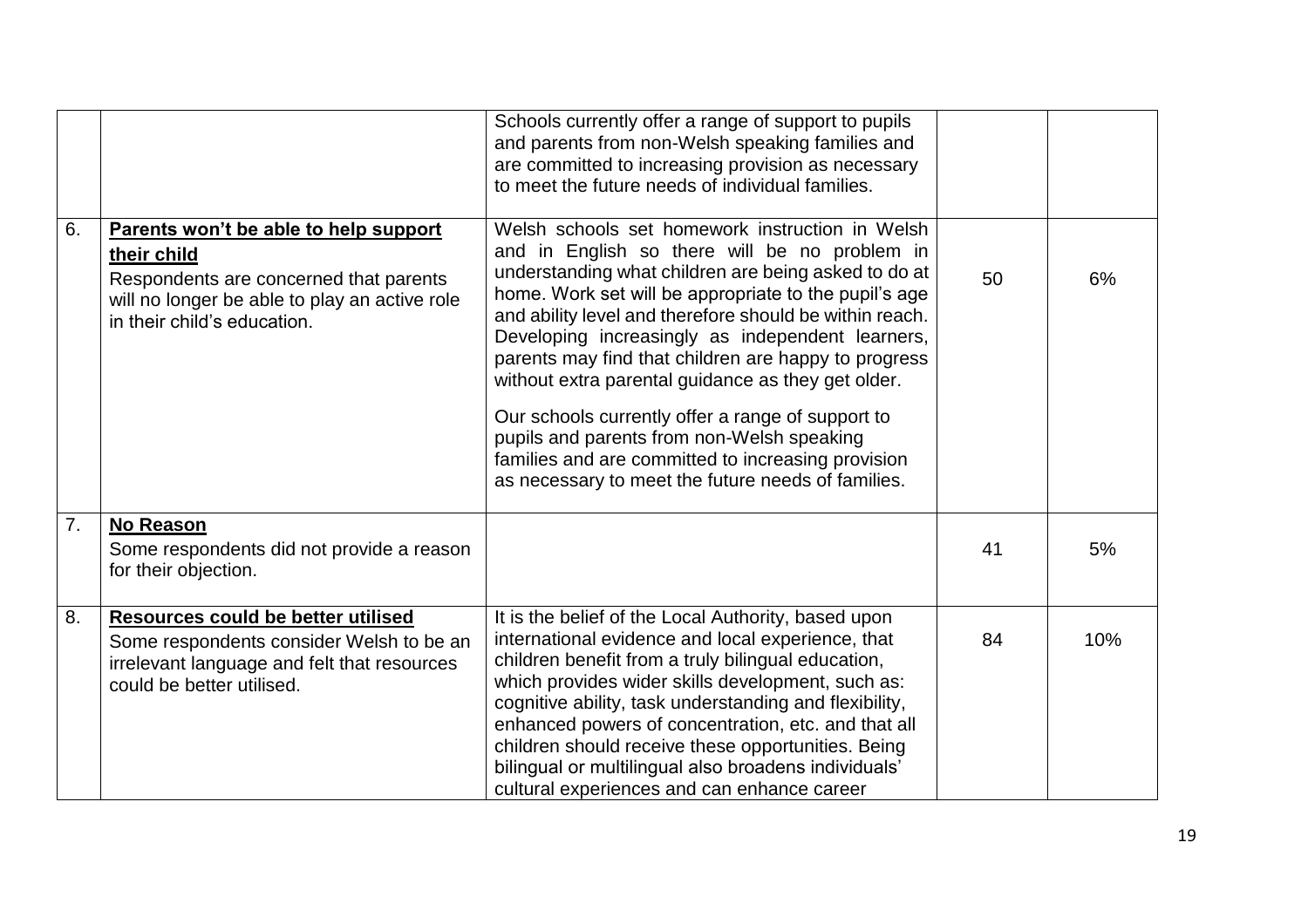|  |  |  |  |  |
|---|---|---|---|---|
|  |  | Schools currently offer a range of support to pupils and parents from non-Welsh speaking families and are committed to increasing provision as necessary to meet the future needs of individual families. |  |  |
| 6. | **Parents won't be able to help support their child**<br>Respondents are concerned that parents will no longer be able to play an active role in their child's education. | Welsh schools set homework instruction in Welsh and in English so there will be no problem in understanding what children are being asked to do at home. Work set will be appropriate to the pupil's age and ability level and therefore should be within reach. Developing increasingly as independent learners, parents may find that children are happy to progress without extra parental guidance as they get older.<br><br>Our schools currently offer a range of support to pupils and parents from non-Welsh speaking families and are committed to increasing provision as necessary to meet the future needs of families. | 50 | 6% |
| 7. | **No Reason**<br>Some respondents did not provide a reason for their objection. |  | 41 | 5% |
| 8. | **Resources could be better utilised**<br>Some respondents consider Welsh to be an irrelevant language and felt that resources could be better utilised. | It is the belief of the Local Authority, based upon international evidence and local experience, that children benefit from a truly bilingual education, which provides wider skills development, such as: cognitive ability, task understanding and flexibility, enhanced powers of concentration, etc. and that all children should receive these opportunities. Being bilingual or multilingual also broadens individuals' cultural experiences and can enhance career | 84 | 10% |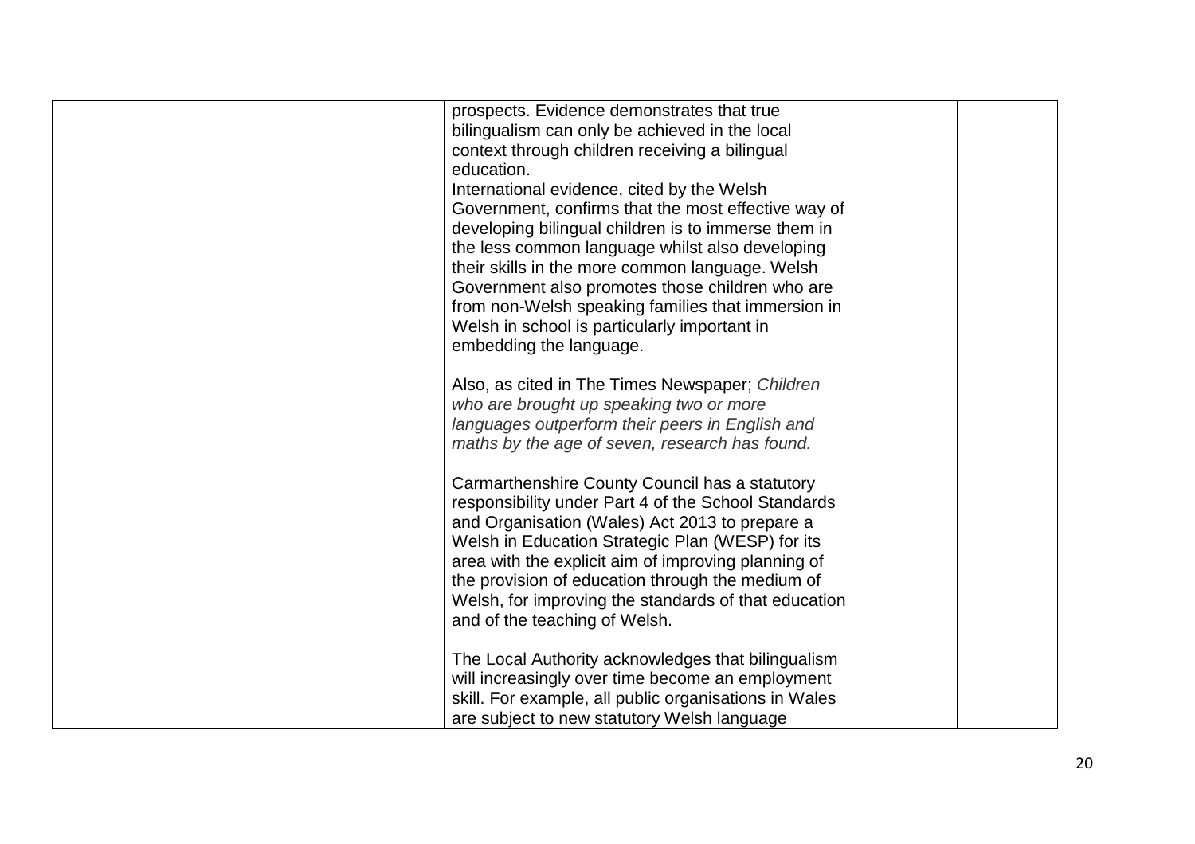| | | | | |
|---|---|---|---|---|
| | | prospects. Evidence demonstrates that true bilingualism can only be achieved in the local context through children receiving a bilingual education.<br>International evidence, cited by the Welsh Government, confirms that the most effective way of developing bilingual children is to immerse them in the less common language whilst also developing their skills in the more common language. Welsh Government also promotes those children who are from non-Welsh speaking families that immersion in Welsh in school is particularly important in embedding the language.<br><br>Also, as cited in The Times Newspaper; *Children who are brought up speaking two or more languages outperform their peers in English and maths by the age of seven, research has found.*<br><br>Carmarthenshire County Council has a statutory responsibility under Part 4 of the School Standards and Organisation (Wales) Act 2013 to prepare a Welsh in Education Strategic Plan (WESP) for its area with the explicit aim of improving planning of the provision of education through the medium of Welsh, for improving the standards of that education and of the teaching of Welsh.<br><br>The Local Authority acknowledges that bilingualism will increasingly over time become an employment skill. For example, all public organisations in Wales are subject to new statutory Welsh language | | |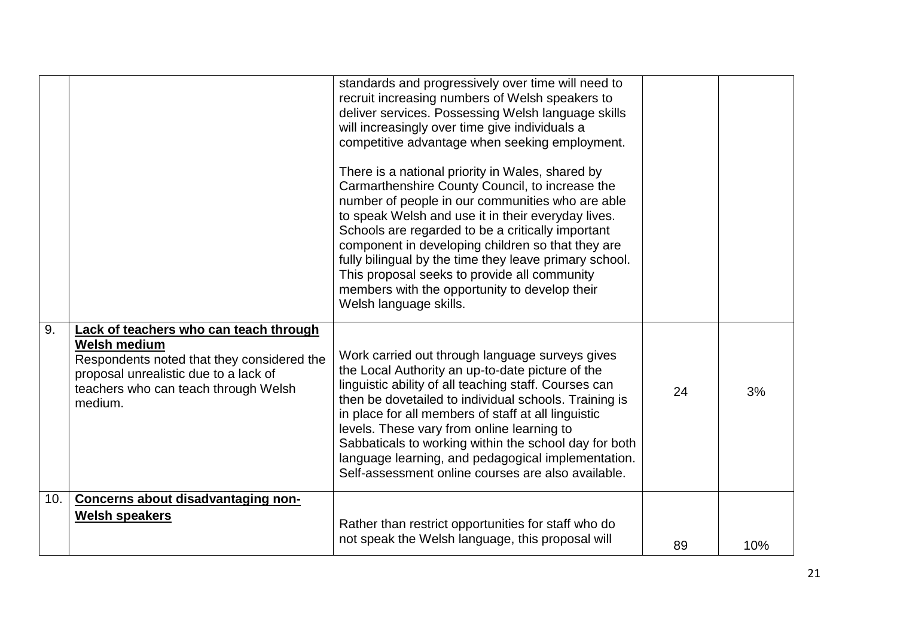| | | | | |
|---|---|---|---|---|
| | | standards and progressively over time will need to recruit increasing numbers of Welsh speakers to deliver services. Possessing Welsh language skills will increasingly over time give individuals a competitive advantage when seeking employment.<br><br>There is a national priority in Wales, shared by Carmarthenshire County Council, to increase the number of people in our communities who are able to speak Welsh and use it in their everyday lives. Schools are regarded to be a critically important component in developing children so that they are fully bilingual by the time they leave primary school. This proposal seeks to provide all community members with the opportunity to develop their Welsh language skills. | | |
| 9. | **<u>Lack of teachers who can teach through Welsh medium</u>**<br>Respondents noted that they considered the proposal unrealistic due to a lack of teachers who can teach through Welsh medium. | Work carried out through language surveys gives the Local Authority an up-to-date picture of the linguistic ability of all teaching staff. Courses can then be dovetailed to individual schools. Training is in place for all members of staff at all linguistic levels. These vary from online learning to Sabbaticals to working within the school day for both language learning, and pedagogical implementation. Self-assessment online courses are also available. | 24 | 3% |
| 10. | **<u>Concerns about disadvantaging non-Welsh speakers</u>** | Rather than restrict opportunities for staff who do not speak the Welsh language, this proposal will | 89 | 10% |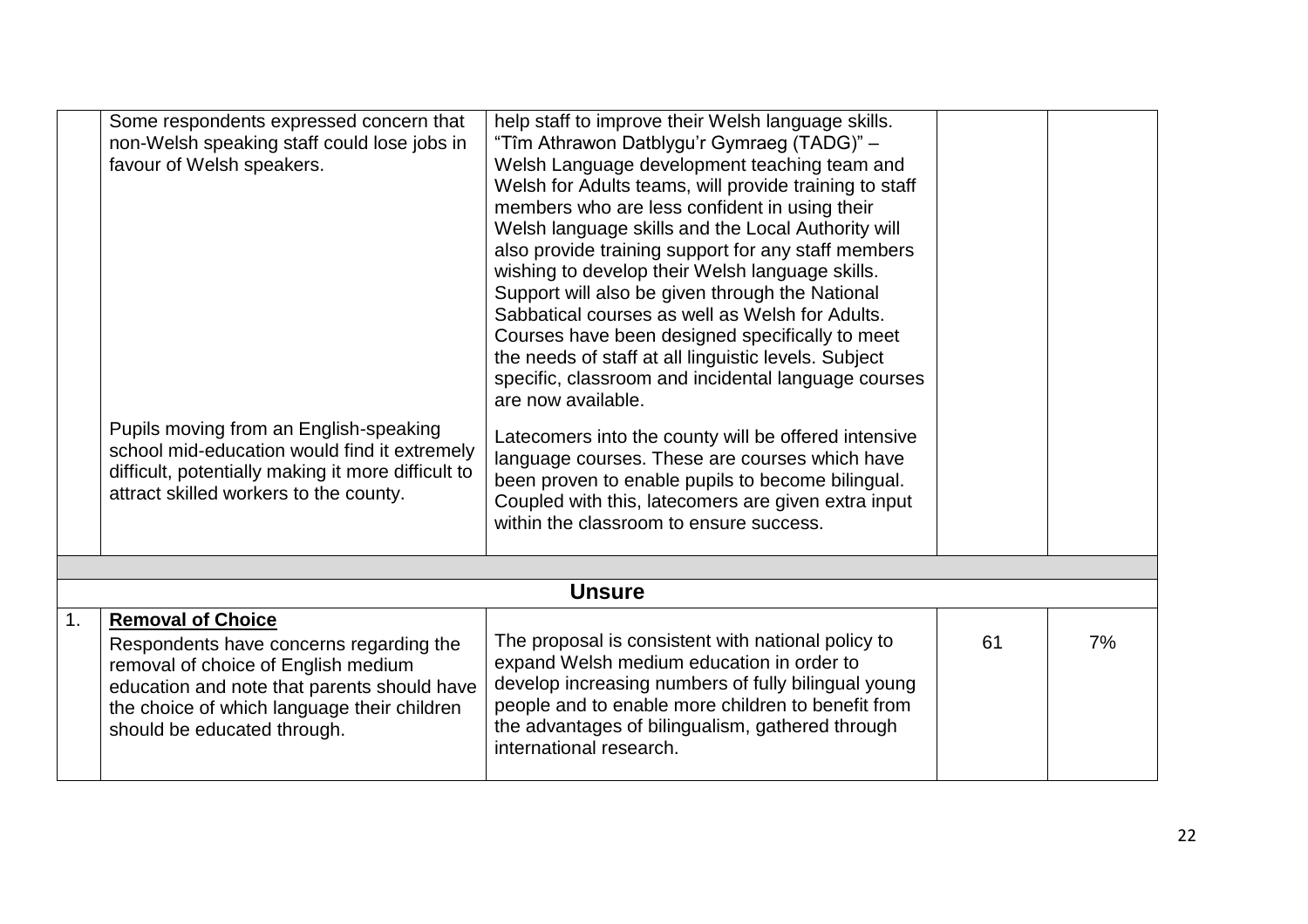|  |  |  |  |  |
|---|---|---|---|---|
|  | Some respondents expressed concern that non-Welsh speaking staff could lose jobs in favour of Welsh speakers. | help staff to improve their Welsh language skills. “Tîm Athrawon Datblygu’r Gymraeg (TADG)” – Welsh Language development teaching team and Welsh for Adults teams, will provide training to staff members who are less confident in using their Welsh language skills and the Local Authority will also provide training support for any staff members wishing to develop their Welsh language skills. Support will also be given through the National Sabbatical courses as well as Welsh for Adults. Courses have been designed specifically to meet the needs of staff at all linguistic levels. Subject specific, classroom and incidental language courses are now available. |  |  |
|  | Pupils moving from an English-speaking school mid-education would find it extremely difficult, potentially making it more difficult to attract skilled workers to the county. | Latecomers into the county will be offered intensive language courses. These are courses which have been proven to enable pupils to become bilingual. Coupled with this, latecomers are given extra input within the classroom to ensure success. |  |  |
|  |  |  |  |  |
|  |  | **Unsure** |  |  |
| 1. | **Removal of Choice** Respondents have concerns regarding the removal of choice of English medium education and note that parents should have the choice of which language their children should be educated through. | The proposal is consistent with national policy to expand Welsh medium education in order to develop increasing numbers of fully bilingual young people and to enable more children to benefit from the advantages of bilingualism, gathered through international research. | 61 | 7% |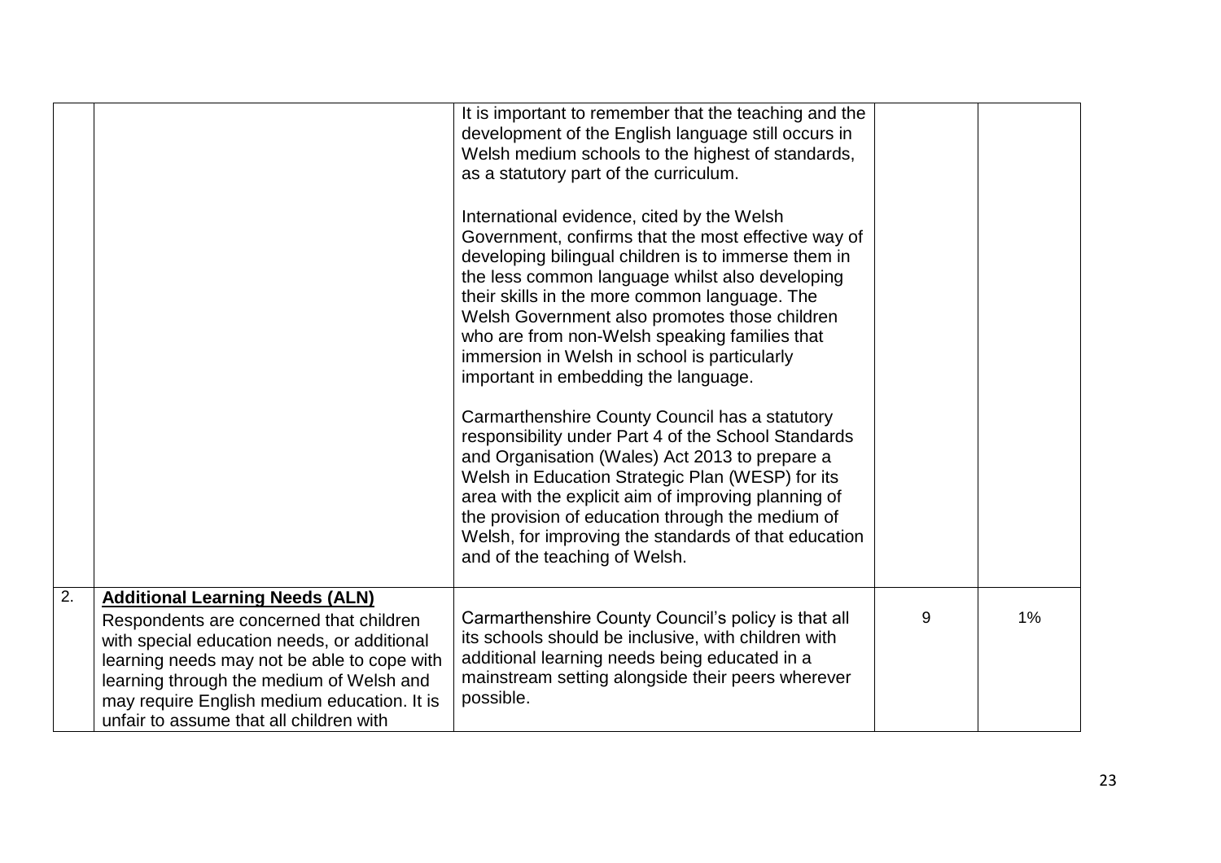|  |  |  |  |  |
|---|---|---|---|---|
|  |  | It is important to remember that the teaching and the development of the English language still occurs in Welsh medium schools to the highest of standards, as a statutory part of the curriculum.<br><br>International evidence, cited by the Welsh Government, confirms that the most effective way of developing bilingual children is to immerse them in the less common language whilst also developing their skills in the more common language. The Welsh Government also promotes those children who are from non-Welsh speaking families that immersion in Welsh in school is particularly important in embedding the language.<br><br>Carmarthenshire County Council has a statutory responsibility under Part 4 of the School Standards and Organisation (Wales) Act 2013 to prepare a Welsh in Education Strategic Plan (WESP) for its area with the explicit aim of improving planning of the provision of education through the medium of Welsh, for improving the standards of that education and of the teaching of Welsh. |  |  |
| 2. | **Additional Learning Needs (ALN)**<br>Respondents are concerned that children with special education needs, or additional learning needs may not be able to cope with learning through the medium of Welsh and may require English medium education. It is unfair to assume that all children with | Carmarthenshire County Council's policy is that all its schools should be inclusive, with children with additional learning needs being educated in a mainstream setting alongside their peers wherever possible. | 9 | 1% |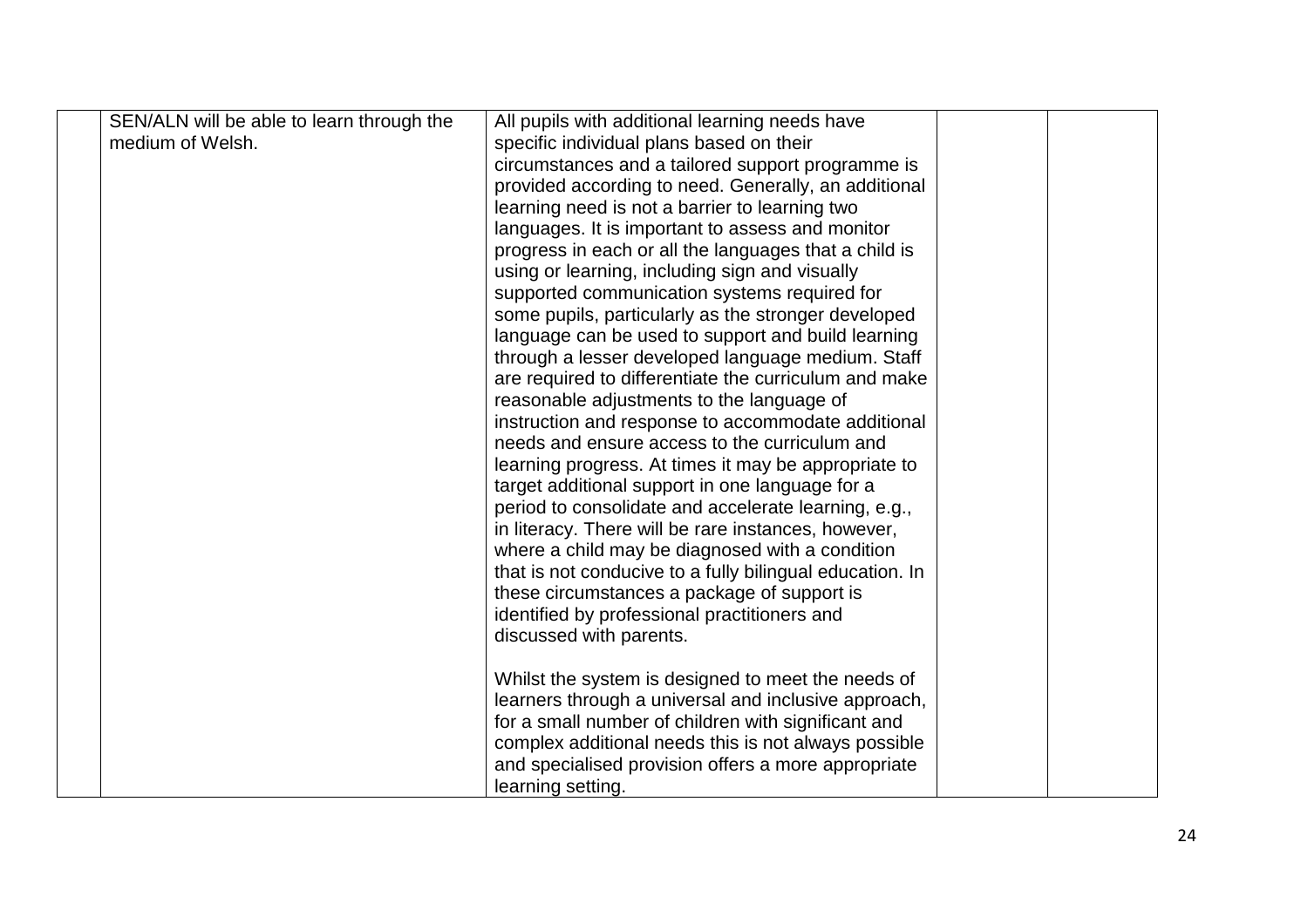| | | | | |
|---|---|---|---|---|
| | SEN/ALN will be able to learn through the medium of Welsh. | All pupils with additional learning needs have specific individual plans based on their circumstances and a tailored support programme is provided according to need. Generally, an additional learning need is not a barrier to learning two languages. It is important to assess and monitor progress in each or all the languages that a child is using or learning, including sign and visually supported communication systems required for some pupils, particularly as the stronger developed language can be used to support and build learning through a lesser developed language medium. Staff are required to differentiate the curriculum and make reasonable adjustments to the language of instruction and response to accommodate additional needs and ensure access to the curriculum and learning progress. At times it may be appropriate to target additional support in one language for a period to consolidate and accelerate learning, e.g., in literacy. There will be rare instances, however, where a child may be diagnosed with a condition that is not conducive to a fully bilingual education. In these circumstances a package of support is identified by professional practitioners and discussed with parents.<br><br>Whilst the system is designed to meet the needs of learners through a universal and inclusive approach, for a small number of children with significant and complex additional needs this is not always possible and specialised provision offers a more appropriate learning setting. | | |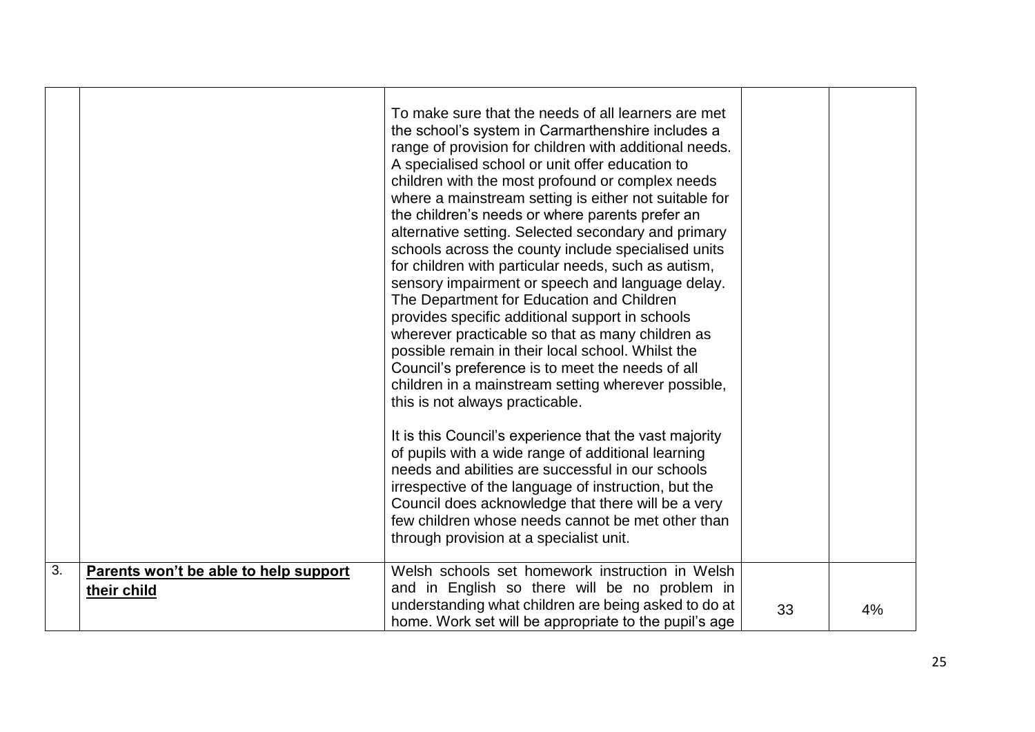|  |  |  |  |  |
|---|---|---|---|---|
|  |  | To make sure that the needs of all learners are met the school's system in Carmarthenshire includes a range of provision for children with additional needs. A specialised school or unit offer education to children with the most profound or complex needs where a mainstream setting is either not suitable for the children's needs or where parents prefer an alternative setting. Selected secondary and primary schools across the county include specialised units for children with particular needs, such as autism, sensory impairment or speech and language delay. The Department for Education and Children provides specific additional support in schools wherever practicable so that as many children as possible remain in their local school. Whilst the Council's preference is to meet the needs of all children in a mainstream setting wherever possible, this is not always practicable.<br><br>It is this Council's experience that the vast majority of pupils with a wide range of additional learning needs and abilities are successful in our schools irrespective of the language of instruction, but the Council does acknowledge that there will be a very few children whose needs cannot be met other than through provision at a specialist unit. |  |  |
| 3. | **Parents won't be able to help support their child** | Welsh schools set homework instruction in Welsh and in English so there will be no problem in understanding what children are being asked to do at home. Work set will be appropriate to the pupil's age | 33 | 4% |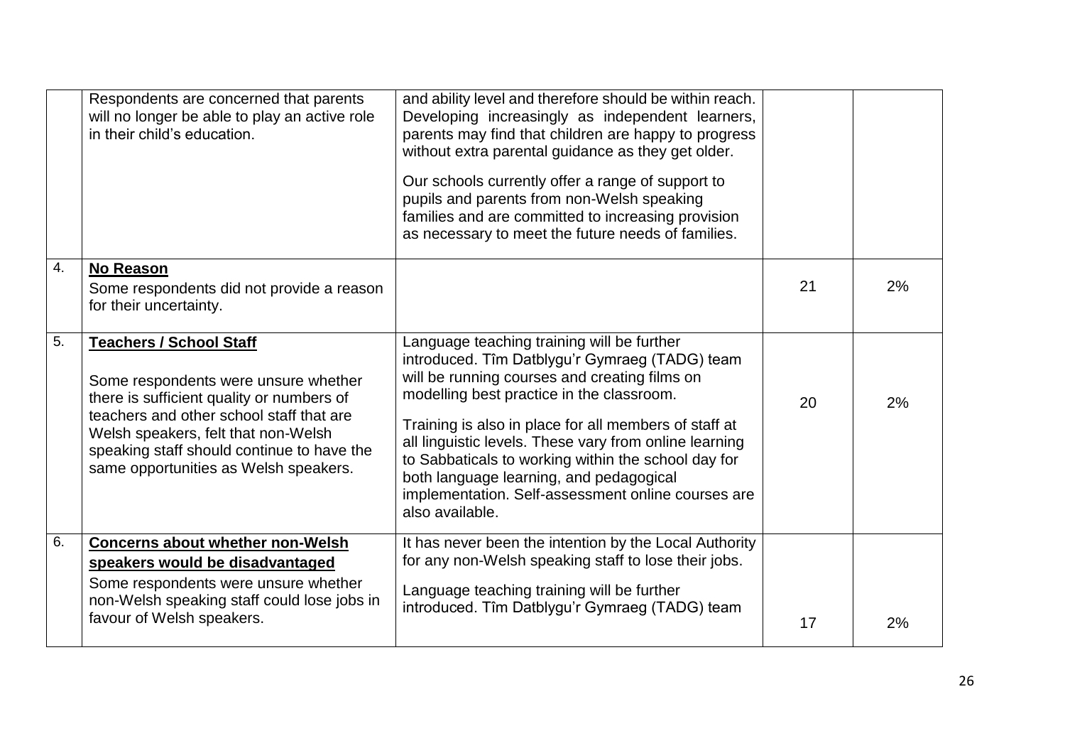| | | | | |
|---|---|---|---|---|
| | Respondents are concerned that parents will no longer be able to play an active role in their child's education. | and ability level and therefore should be within reach. Developing increasingly as independent learners, parents may find that children are happy to progress without extra parental guidance as they get older.<br><br>Our schools currently offer a range of support to pupils and parents from non-Welsh speaking families and are committed to increasing provision as necessary to meet the future needs of families. | | |
| 4. | **No Reason**<br>Some respondents did not provide a reason for their uncertainty. | | 21 | 2% |
| 5. | **Teachers / School Staff**<br><br>Some respondents were unsure whether there is sufficient quality or numbers of teachers and other school staff that are Welsh speakers, felt that non-Welsh speaking staff should continue to have the same opportunities as Welsh speakers. | Language teaching training will be further introduced. Tîm Datblygu'r Gymraeg (TADG) team will be running courses and creating films on modelling best practice in the classroom.<br><br>Training is also in place for all members of staff at all linguistic levels. These vary from online learning to Sabbaticals to working within the school day for both language learning, and pedagogical implementation. Self-assessment online courses are also available. | 20 | 2% |
| 6. | **Concerns about whether non-Welsh speakers would be disadvantaged**<br>Some respondents were unsure whether non-Welsh speaking staff could lose jobs in favour of Welsh speakers. | It has never been the intention by the Local Authority for any non-Welsh speaking staff to lose their jobs.<br><br>Language teaching training will be further introduced. Tîm Datblygu'r Gymraeg (TADG) team | 17 | 2% |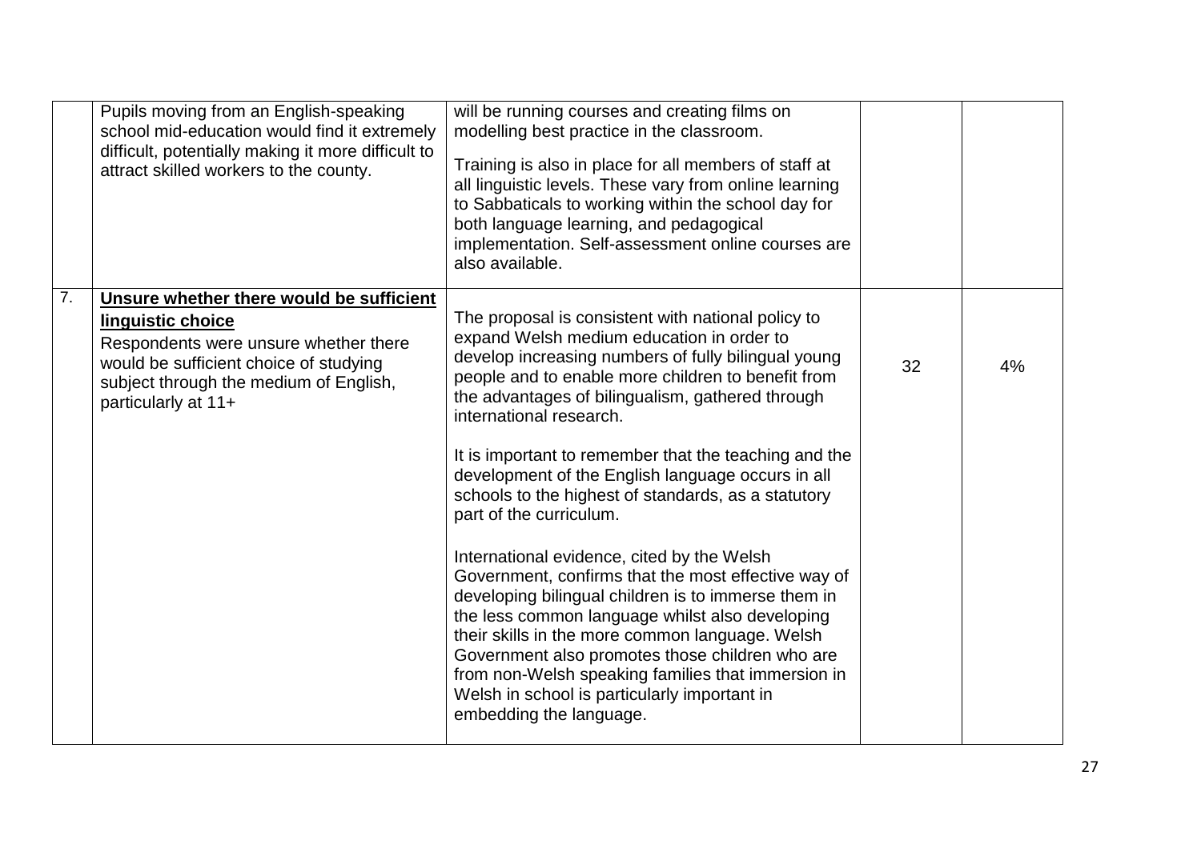|  |  |  |  |  |
|---|---|---|---|---|
|  | Pupils moving from an English-speaking school mid-education would find it extremely difficult, potentially making it more difficult to attract skilled workers to the county. | will be running courses and creating films on modelling best practice in the classroom.<br><br>Training is also in place for all members of staff at all linguistic levels. These vary from online learning to Sabbaticals to working within the school day for both language learning, and pedagogical implementation. Self-assessment online courses are also available. |  |  |
| 7. | **Unsure whether there would be sufficient linguistic choice**<br>Respondents were unsure whether there would be sufficient choice of studying subject through the medium of English, particularly at 11+ | The proposal is consistent with national policy to expand Welsh medium education in order to develop increasing numbers of fully bilingual young people and to enable more children to benefit from the advantages of bilingualism, gathered through international research.<br><br>It is important to remember that the teaching and the development of the English language occurs in all schools to the highest of standards, as a statutory part of the curriculum.<br><br>International evidence, cited by the Welsh Government, confirms that the most effective way of developing bilingual children is to immerse them in the less common language whilst also developing their skills in the more common language. Welsh Government also promotes those children who are from non-Welsh speaking families that immersion in Welsh in school is particularly important in embedding the language. | 32 | 4% |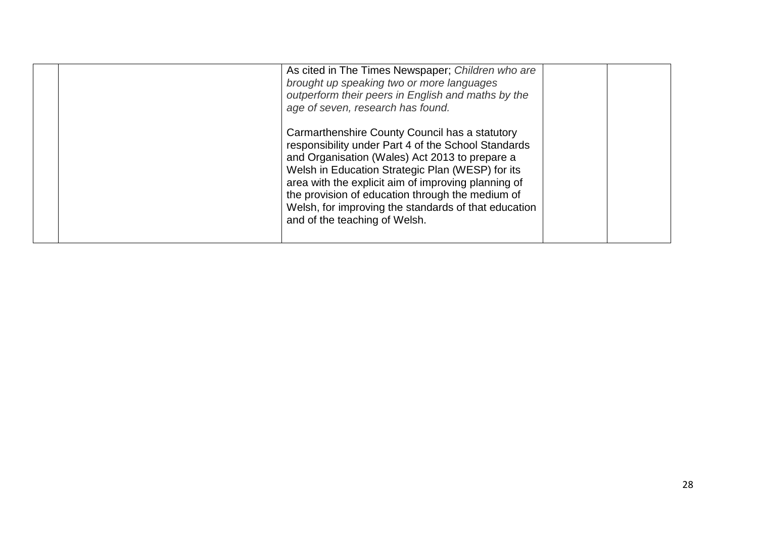|  |  | As cited in The Times Newspaper; *Children who are brought up speaking two or more languages outperform their peers in English and maths by the age of seven, research has found.*<br><br>Carmarthenshire County Council has a statutory responsibility under Part 4 of the School Standards and Organisation (Wales) Act 2013 to prepare a Welsh in Education Strategic Plan (WESP) for its area with the explicit aim of improving planning of the provision of education through the medium of Welsh, for improving the standards of that education and of the teaching of Welsh. |  |  |
|---|---|---|---|---|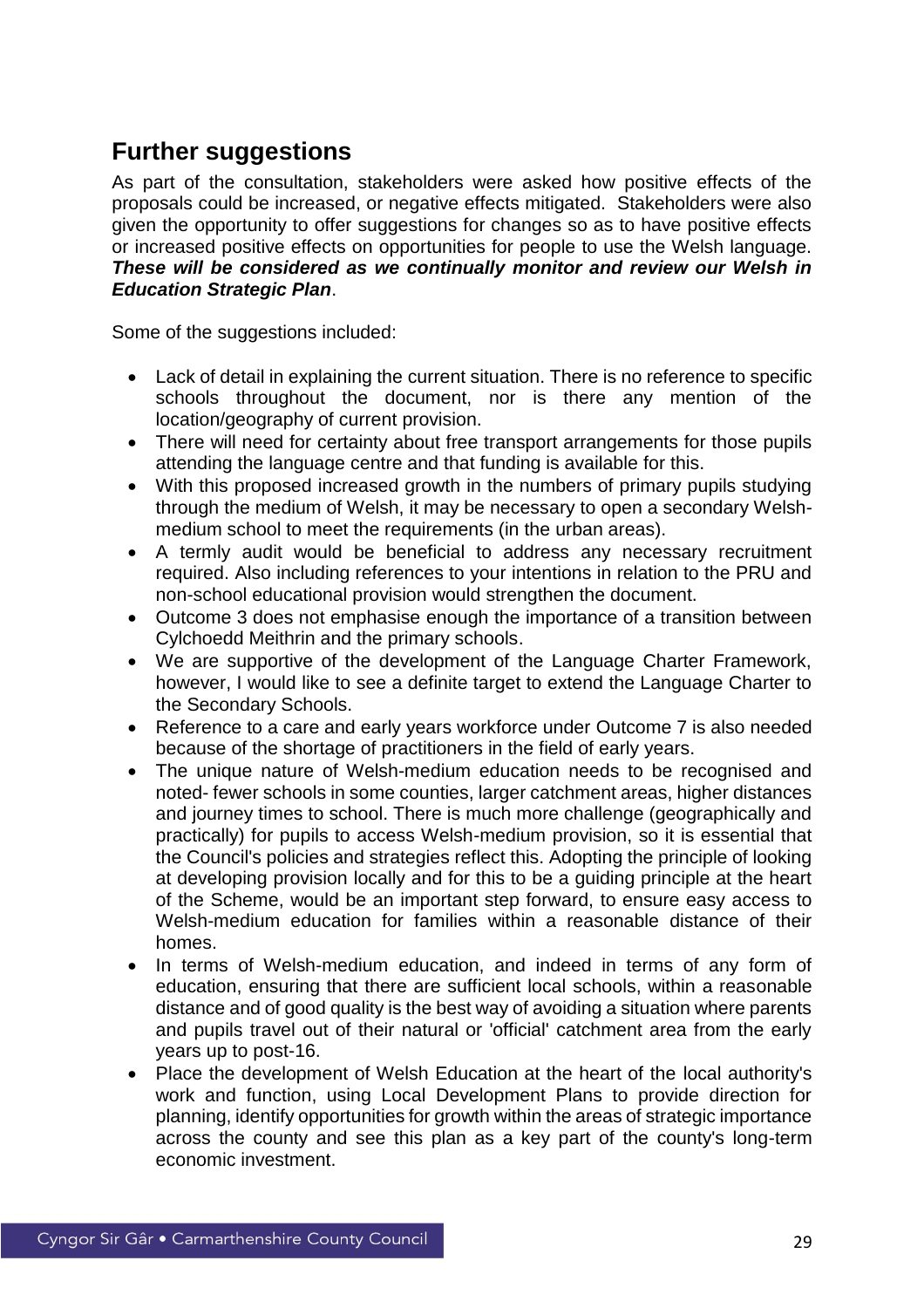## Further suggestions

As part of the consultation, stakeholders were asked how positive effects of the proposals could be increased, or negative effects mitigated. Stakeholders were also given the opportunity to offer suggestions for changes so as to have positive effects or increased positive effects on opportunities for people to use the Welsh language. ***These will be considered as we continually monitor and review our Welsh in Education Strategic Plan***.

Some of the suggestions included:

- Lack of detail in explaining the current situation. There is no reference to specific schools throughout the document, nor is there any mention of the location/geography of current provision.
- There will need for certainty about free transport arrangements for those pupils attending the language centre and that funding is available for this.
- With this proposed increased growth in the numbers of primary pupils studying through the medium of Welsh, it may be necessary to open a secondary Welsh-medium school to meet the requirements (in the urban areas).
- A termly audit would be beneficial to address any necessary recruitment required. Also including references to your intentions in relation to the PRU and non-school educational provision would strengthen the document.
- Outcome 3 does not emphasise enough the importance of a transition between Cylchoedd Meithrin and the primary schools.
- We are supportive of the development of the Language Charter Framework, however, I would like to see a definite target to extend the Language Charter to the Secondary Schools.
- Reference to a care and early years workforce under Outcome 7 is also needed because of the shortage of practitioners in the field of early years.
- The unique nature of Welsh-medium education needs to be recognised and noted- fewer schools in some counties, larger catchment areas, higher distances and journey times to school. There is much more challenge (geographically and practically) for pupils to access Welsh-medium provision, so it is essential that the Council's policies and strategies reflect this. Adopting the principle of looking at developing provision locally and for this to be a guiding principle at the heart of the Scheme, would be an important step forward, to ensure easy access to Welsh-medium education for families within a reasonable distance of their homes.
- In terms of Welsh-medium education, and indeed in terms of any form of education, ensuring that there are sufficient local schools, within a reasonable distance and of good quality is the best way of avoiding a situation where parents and pupils travel out of their natural or 'official' catchment area from the early years up to post-16.
- Place the development of Welsh Education at the heart of the local authority's work and function, using Local Development Plans to provide direction for planning, identify opportunities for growth within the areas of strategic importance across the county and see this plan as a key part of the county's long-term economic investment.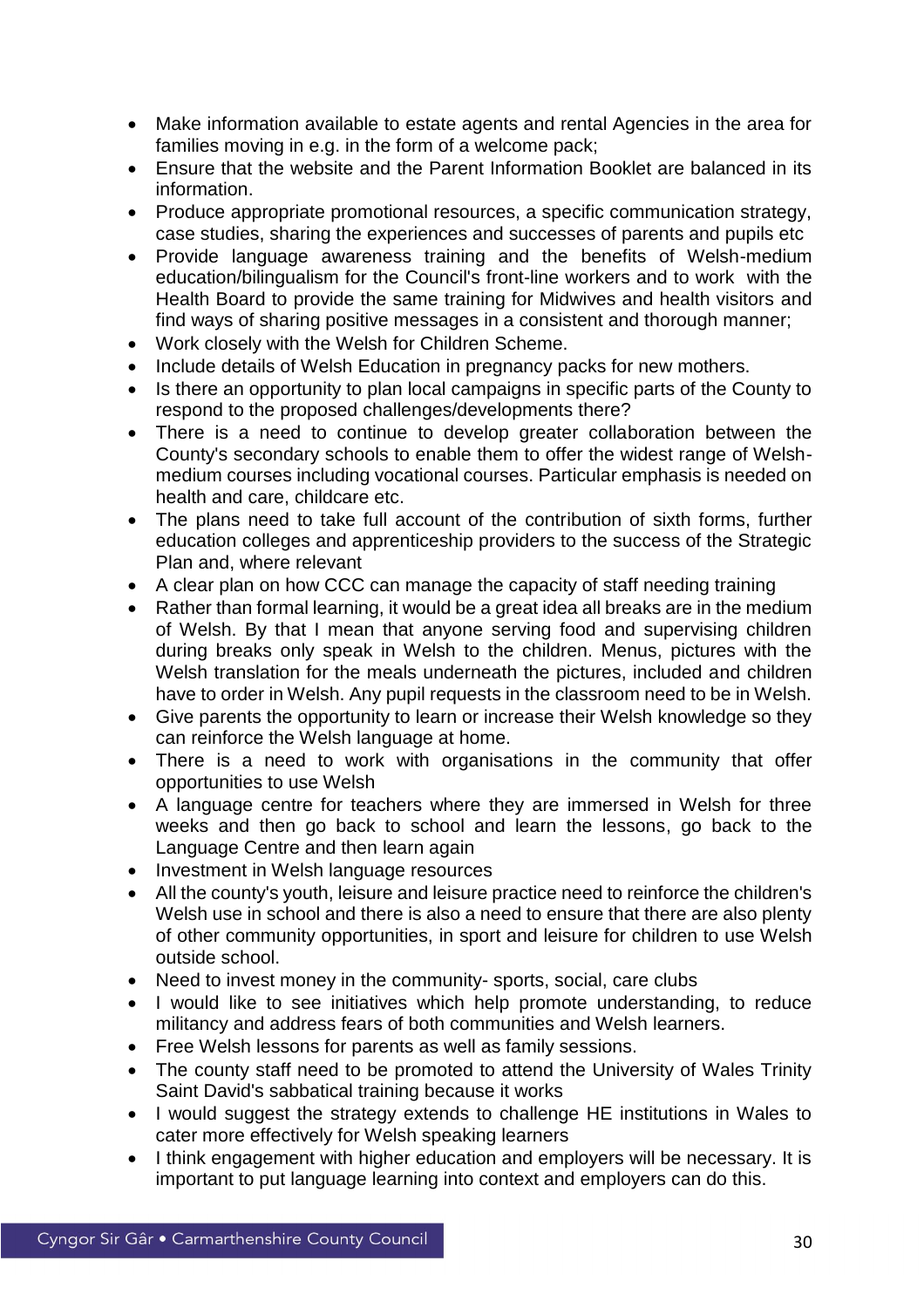- Make information available to estate agents and rental Agencies in the area for families moving in e.g. in the form of a welcome pack;
- Ensure that the website and the Parent Information Booklet are balanced in its information.
- Produce appropriate promotional resources, a specific communication strategy, case studies, sharing the experiences and successes of parents and pupils etc
- Provide language awareness training and the benefits of Welsh-medium education/bilingualism for the Council's front-line workers and to work with the Health Board to provide the same training for Midwives and health visitors and find ways of sharing positive messages in a consistent and thorough manner;
- Work closely with the Welsh for Children Scheme.
- Include details of Welsh Education in pregnancy packs for new mothers.
- Is there an opportunity to plan local campaigns in specific parts of the County to respond to the proposed challenges/developments there?
- There is a need to continue to develop greater collaboration between the County's secondary schools to enable them to offer the widest range of Welsh-medium courses including vocational courses. Particular emphasis is needed on health and care, childcare etc.
- The plans need to take full account of the contribution of sixth forms, further education colleges and apprenticeship providers to the success of the Strategic Plan and, where relevant
- A clear plan on how CCC can manage the capacity of staff needing training
- Rather than formal learning, it would be a great idea all breaks are in the medium of Welsh. By that I mean that anyone serving food and supervising children during breaks only speak in Welsh to the children. Menus, pictures with the Welsh translation for the meals underneath the pictures, included and children have to order in Welsh. Any pupil requests in the classroom need to be in Welsh.
- Give parents the opportunity to learn or increase their Welsh knowledge so they can reinforce the Welsh language at home.
- There is a need to work with organisations in the community that offer opportunities to use Welsh
- A language centre for teachers where they are immersed in Welsh for three weeks and then go back to school and learn the lessons, go back to the Language Centre and then learn again
- Investment in Welsh language resources
- All the county's youth, leisure and leisure practice need to reinforce the children's Welsh use in school and there is also a need to ensure that there are also plenty of other community opportunities, in sport and leisure for children to use Welsh outside school.
- Need to invest money in the community- sports, social, care clubs
- I would like to see initiatives which help promote understanding, to reduce militancy and address fears of both communities and Welsh learners.
- Free Welsh lessons for parents as well as family sessions.
- The county staff need to be promoted to attend the University of Wales Trinity Saint David's sabbatical training because it works
- I would suggest the strategy extends to challenge HE institutions in Wales to cater more effectively for Welsh speaking learners
- I think engagement with higher education and employers will be necessary. It is important to put language learning into context and employers can do this.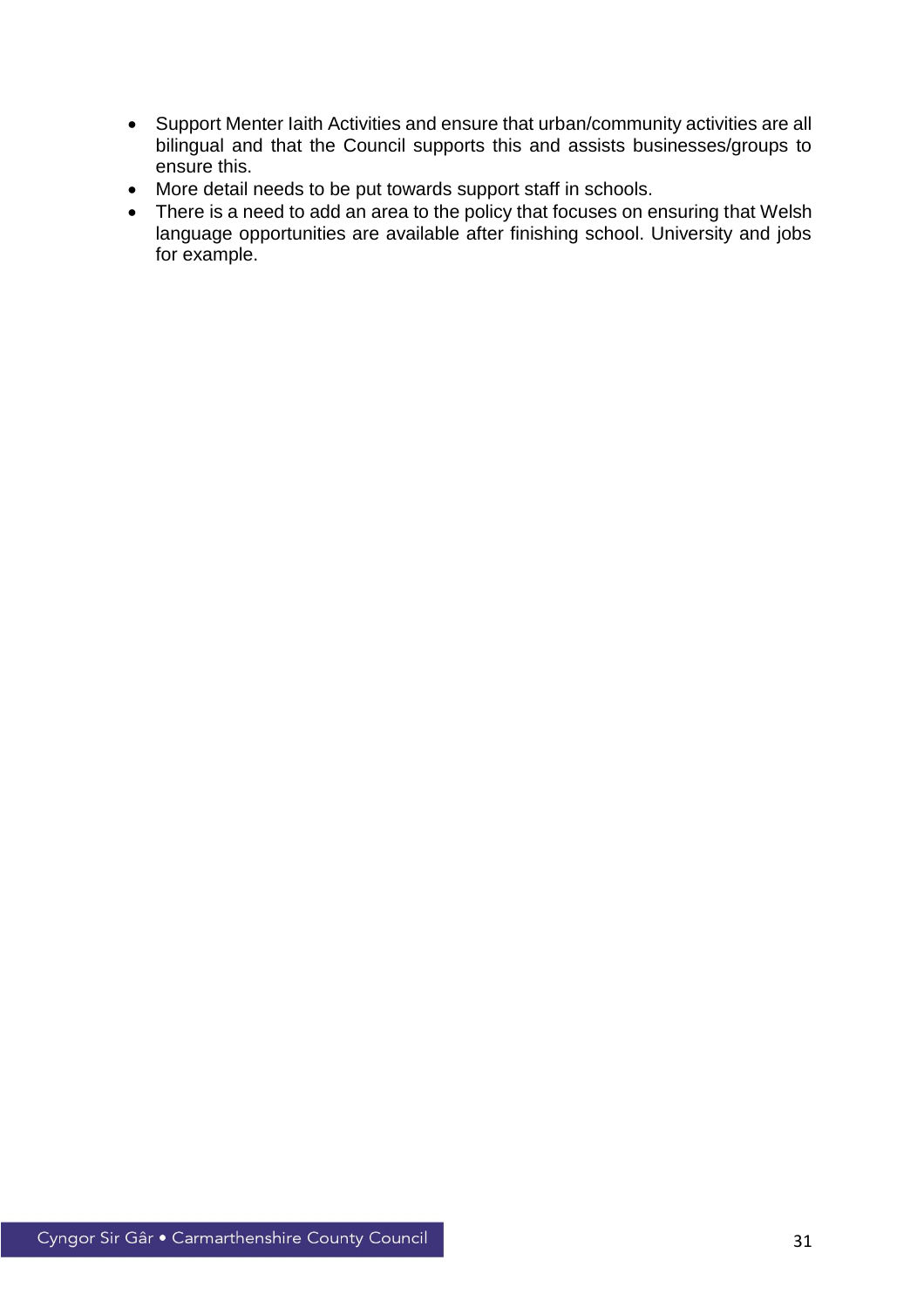- Support Menter Iaith Activities and ensure that urban/community activities are all bilingual and that the Council supports this and assists businesses/groups to ensure this.
- More detail needs to be put towards support staff in schools.
- There is a need to add an area to the policy that focuses on ensuring that Welsh language opportunities are available after finishing school. University and jobs for example.